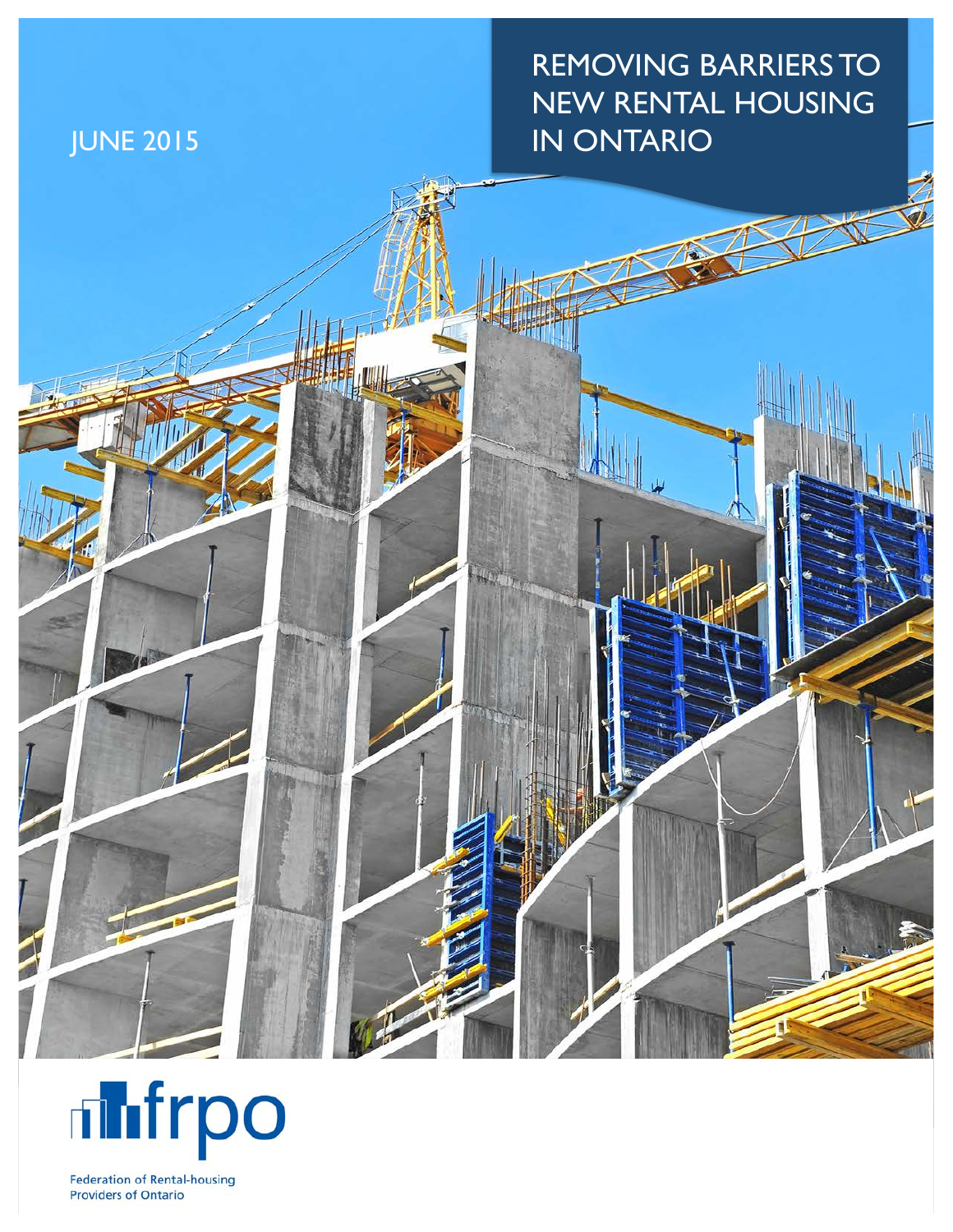JUNE 2015

# REMOVING BARRIERS TO NEW RENTAL HOUSING IN ONTARIO

frpo

Federation of Rental-housing Providers of Ontario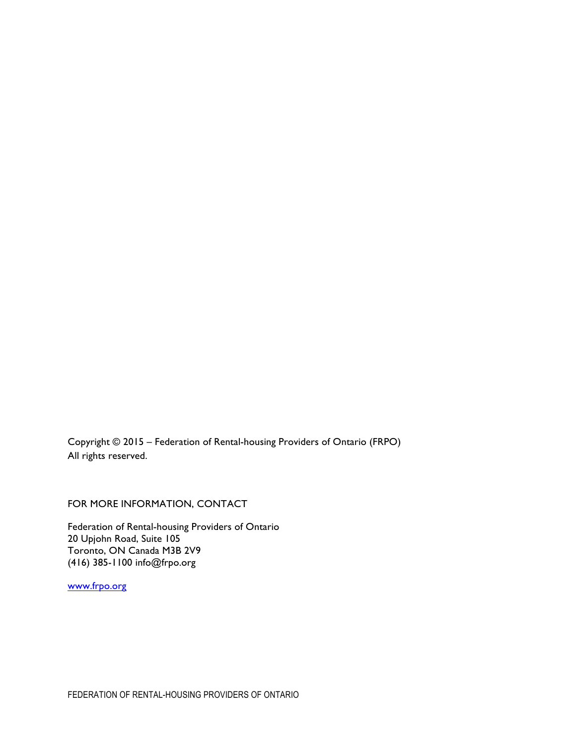Copyright © 2015 – Federation of Rental-housing Providers of Ontario (FRPO)
All rights reserved.

FOR MORE INFORMATION, CONTACT

Federation of Rental-housing Providers of Ontario
20 Upjohn Road, Suite 105
Toronto, ON Canada M3B 2V9
(416) 385-1100 info@frpo.org

www.frpo.org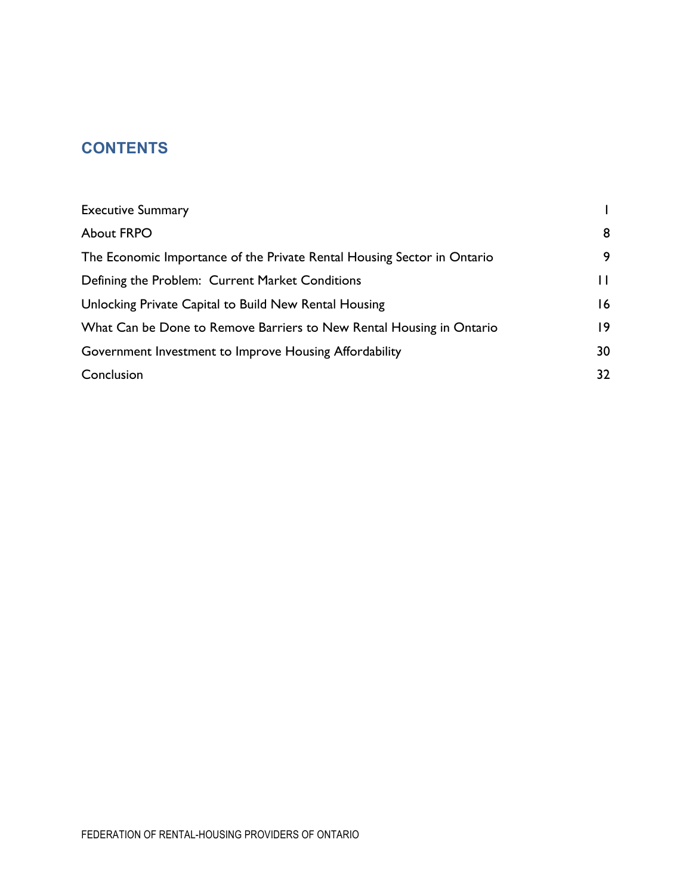## CONTENTS

| | |
|---|---|
| Executive Summary | 1 |
| About FRPO | 8 |
| The Economic Importance of the Private Rental Housing Sector in Ontario | 9 |
| Defining the Problem: Current Market Conditions | 11 |
| Unlocking Private Capital to Build New Rental Housing | 16 |
| What Can be Done to Remove Barriers to New Rental Housing in Ontario | 19 |
| Government Investment to Improve Housing Affordability | 30 |
| Conclusion | 32 |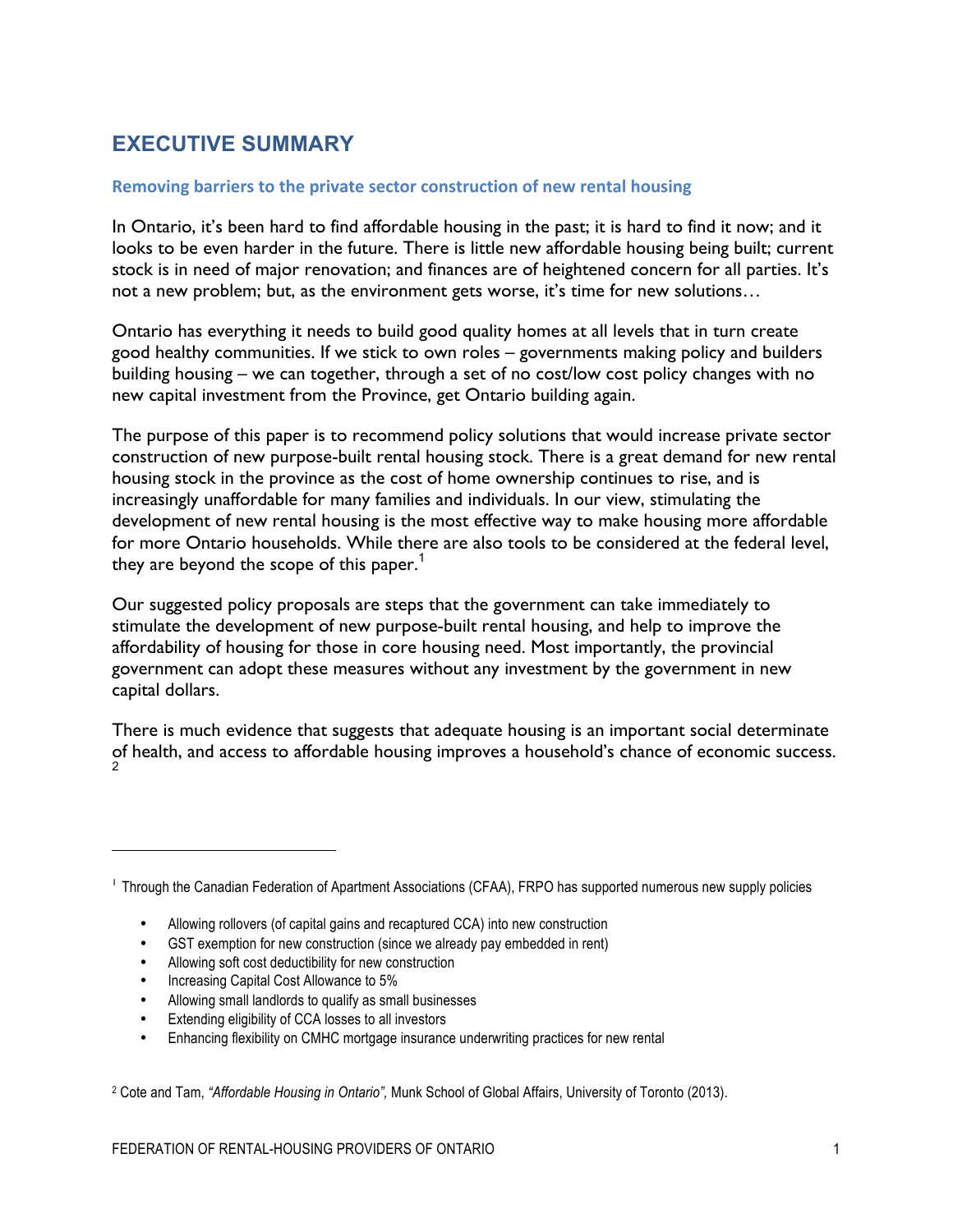# EXECUTIVE SUMMARY

### Removing barriers to the private sector construction of new rental housing

In Ontario, it's been hard to find affordable housing in the past; it is hard to find it now; and it looks to be even harder in the future. There is little new affordable housing being built; current stock is in need of major renovation; and finances are of heightened concern for all parties. It's not a new problem; but, as the environment gets worse, it's time for new solutions…

Ontario has everything it needs to build good quality homes at all levels that in turn create good healthy communities. If we stick to own roles – governments making policy and builders building housing – we can together, through a set of no cost/low cost policy changes with no new capital investment from the Province, get Ontario building again.

The purpose of this paper is to recommend policy solutions that would increase private sector construction of new purpose-built rental housing stock. There is a great demand for new rental housing stock in the province as the cost of home ownership continues to rise, and is increasingly unaffordable for many families and individuals. In our view, stimulating the development of new rental housing is the most effective way to make housing more affordable for more Ontario households. While there are also tools to be considered at the federal level, they are beyond the scope of this paper.[1]

Our suggested policy proposals are steps that the government can take immediately to stimulate the development of new purpose-built rental housing, and help to improve the affordability of housing for those in core housing need. Most importantly, the provincial government can adopt these measures without any investment by the government in new capital dollars.

There is much evidence that suggests that adequate housing is an important social determinate of health, and access to affordable housing improves a household's chance of economic success.[2]

---

[1] Through the Canadian Federation of Apartment Associations (CFAA), FRPO has supported numerous new supply policies

- Allowing rollovers (of capital gains and recaptured CCA) into new construction
- GST exemption for new construction (since we already pay embedded in rent)
- Allowing soft cost deductibility for new construction
- Increasing Capital Cost Allowance to 5%
- Allowing small landlords to qualify as small businesses
- Extending eligibility of CCA losses to all investors
- Enhancing flexibility on CMHC mortgage insurance underwriting practices for new rental

[2] Cote and Tam, *"Affordable Housing in Ontario",* Munk School of Global Affairs, University of Toronto (2013).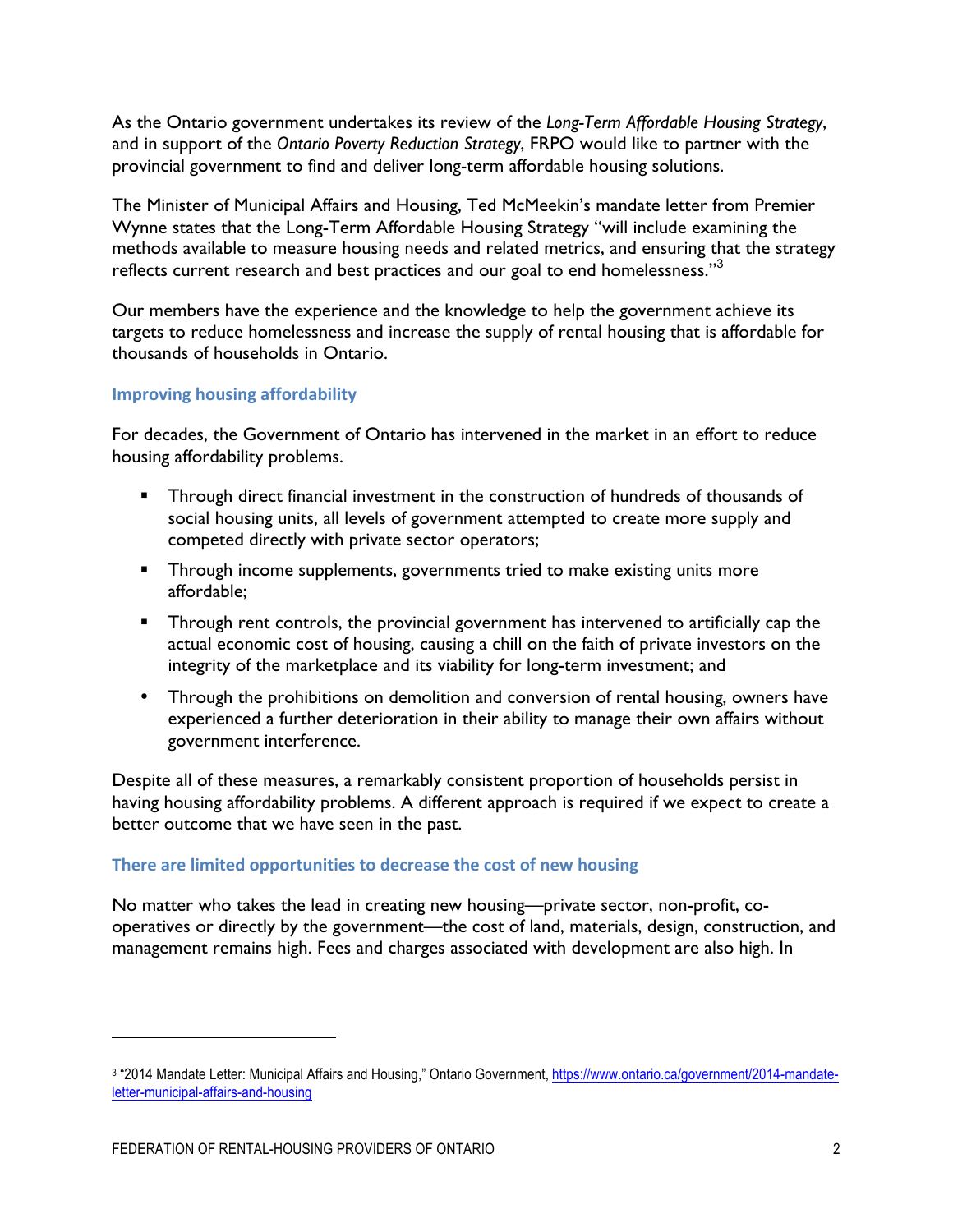As the Ontario government undertakes its review of the *Long-Term Affordable Housing Strategy*, and in support of the *Ontario Poverty Reduction Strategy*, FRPO would like to partner with the provincial government to find and deliver long-term affordable housing solutions.

The Minister of Municipal Affairs and Housing, Ted McMeekin's mandate letter from Premier Wynne states that the Long-Term Affordable Housing Strategy "will include examining the methods available to measure housing needs and related metrics, and ensuring that the strategy reflects current research and best practices and our goal to end homelessness."[3]

Our members have the experience and the knowledge to help the government achieve its targets to reduce homelessness and increase the supply of rental housing that is affordable for thousands of households in Ontario.

### Improving housing affordability

For decades, the Government of Ontario has intervened in the market in an effort to reduce housing affordability problems.

- Through direct financial investment in the construction of hundreds of thousands of social housing units, all levels of government attempted to create more supply and competed directly with private sector operators;
- Through income supplements, governments tried to make existing units more affordable;
- Through rent controls, the provincial government has intervened to artificially cap the actual economic cost of housing, causing a chill on the faith of private investors on the integrity of the marketplace and its viability for long-term investment; and
- Through the prohibitions on demolition and conversion of rental housing, owners have experienced a further deterioration in their ability to manage their own affairs without government interference.

Despite all of these measures, a remarkably consistent proportion of households persist in having housing affordability problems. A different approach is required if we expect to create a better outcome that we have seen in the past.

### There are limited opportunities to decrease the cost of new housing

No matter who takes the lead in creating new housing—private sector, non-profit, co-operatives or directly by the government—the cost of land, materials, design, construction, and management remains high. Fees and charges associated with development are also high. In

[3] "2014 Mandate Letter: Municipal Affairs and Housing," Ontario Government, https://www.ontario.ca/government/2014-mandate-letter-municipal-affairs-and-housing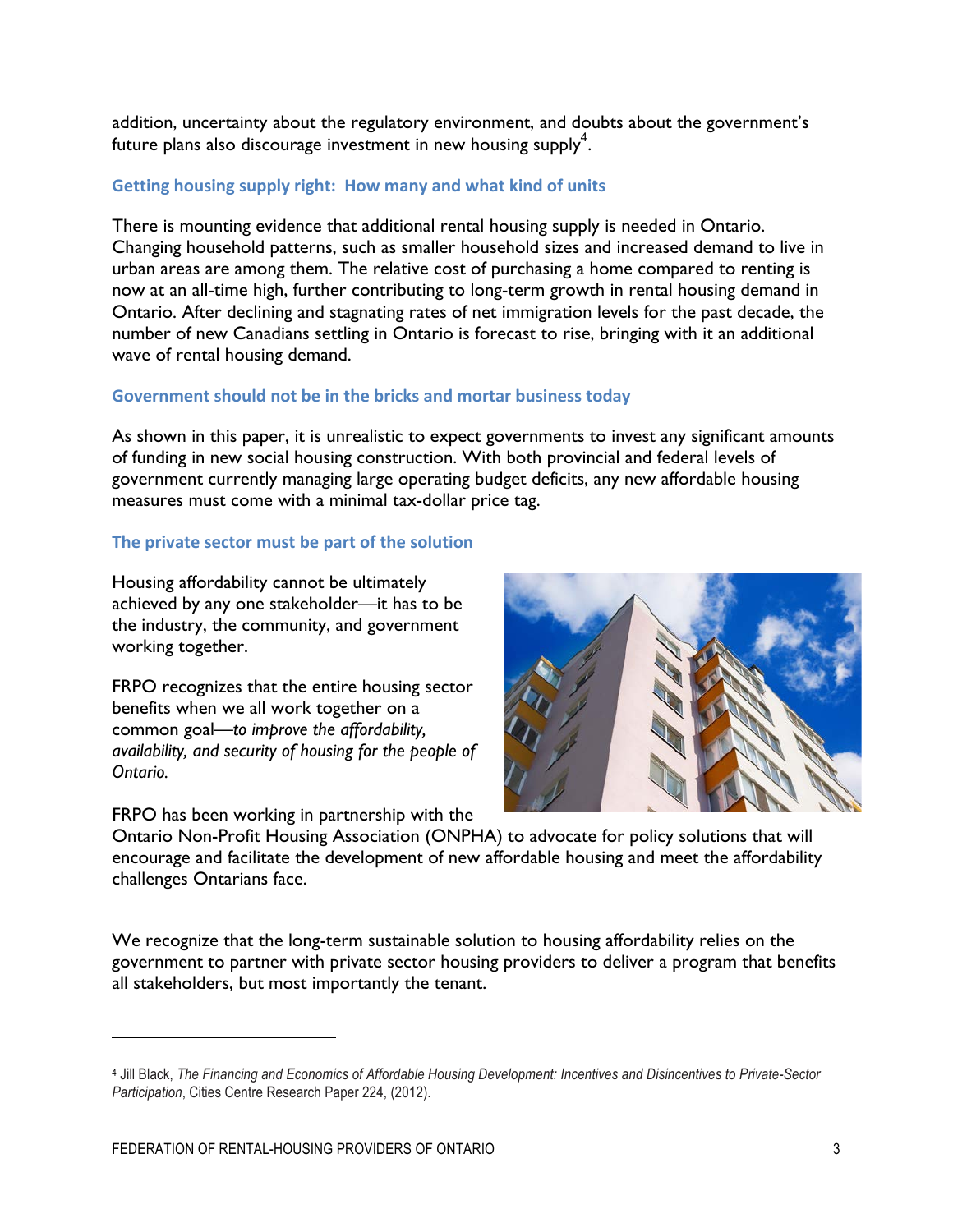addition, uncertainty about the regulatory environment, and doubts about the government's future plans also discourage investment in new housing supply[4].

### Getting housing supply right: How many and what kind of units

There is mounting evidence that additional rental housing supply is needed in Ontario. Changing household patterns, such as smaller household sizes and increased demand to live in urban areas are among them. The relative cost of purchasing a home compared to renting is now at an all-time high, further contributing to long-term growth in rental housing demand in Ontario. After declining and stagnating rates of net immigration levels for the past decade, the number of new Canadians settling in Ontario is forecast to rise, bringing with it an additional wave of rental housing demand.

### Government should not be in the bricks and mortar business today

As shown in this paper, it is unrealistic to expect governments to invest any significant amounts of funding in new social housing construction. With both provincial and federal levels of government currently managing large operating budget deficits, any new affordable housing measures must come with a minimal tax-dollar price tag.

### The private sector must be part of the solution

Housing affordability cannot be ultimately achieved by any one stakeholder—it has to be the industry, the community, and government working together.

FRPO recognizes that the entire housing sector benefits when we all work together on a common goal—*to improve the affordability, availability, and security of housing for the people of Ontario.*

FRPO has been working in partnership with the Ontario Non-Profit Housing Association (ONPHA) to advocate for policy solutions that will encourage and facilitate the development of new affordable housing and meet the affordability challenges Ontarians face.

We recognize that the long-term sustainable solution to housing affordability relies on the government to partner with private sector housing providers to deliver a program that benefits all stakeholders, but most importantly the tenant.

---

[4] Jill Black, *The Financing and Economics of Affordable Housing Development: Incentives and Disincentives to Private-Sector Participation*, Cities Centre Research Paper 224, (2012).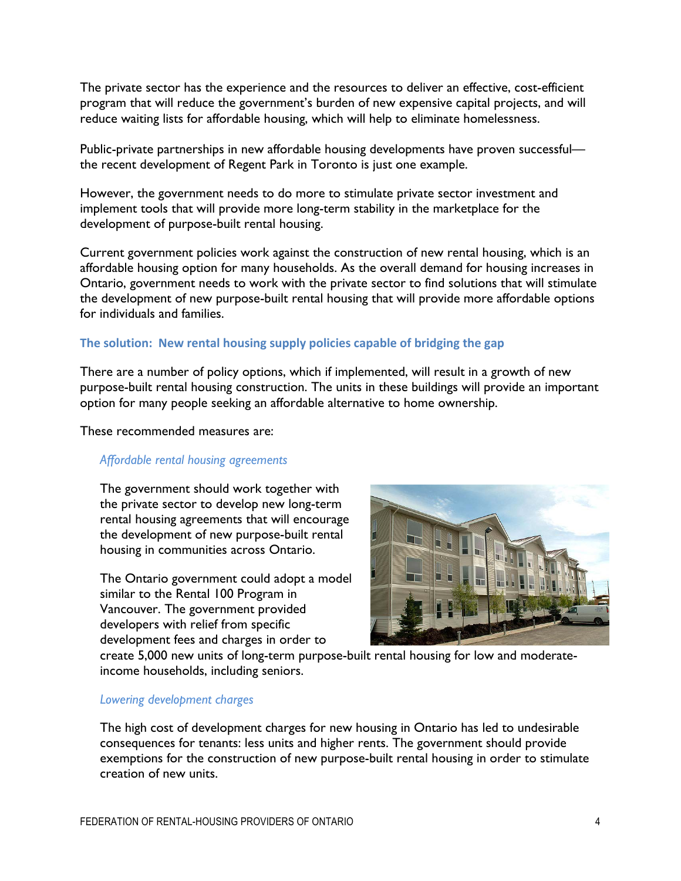The private sector has the experience and the resources to deliver an effective, cost-efficient program that will reduce the government's burden of new expensive capital projects, and will reduce waiting lists for affordable housing, which will help to eliminate homelessness.

Public-private partnerships in new affordable housing developments have proven successful—the recent development of Regent Park in Toronto is just one example.

However, the government needs to do more to stimulate private sector investment and implement tools that will provide more long-term stability in the marketplace for the development of purpose-built rental housing.

Current government policies work against the construction of new rental housing, which is an affordable housing option for many households. As the overall demand for housing increases in Ontario, government needs to work with the private sector to find solutions that will stimulate the development of new purpose-built rental housing that will provide more affordable options for individuals and families.

### The solution: New rental housing supply policies capable of bridging the gap

There are a number of policy options, which if implemented, will result in a growth of new purpose-built rental housing construction. The units in these buildings will provide an important option for many people seeking an affordable alternative to home ownership.

These recommended measures are:

#### *Affordable rental housing agreements*

The government should work together with the private sector to develop new long-term rental housing agreements that will encourage the development of new purpose-built rental housing in communities across Ontario.

The Ontario government could adopt a model similar to the Rental 100 Program in Vancouver. The government provided developers with relief from specific development fees and charges in order to create 5,000 new units of long-term purpose-built rental housing for low and moderate-income households, including seniors.

#### *Lowering development charges*

The high cost of development charges for new housing in Ontario has led to undesirable consequences for tenants: less units and higher rents. The government should provide exemptions for the construction of new purpose-built rental housing in order to stimulate creation of new units.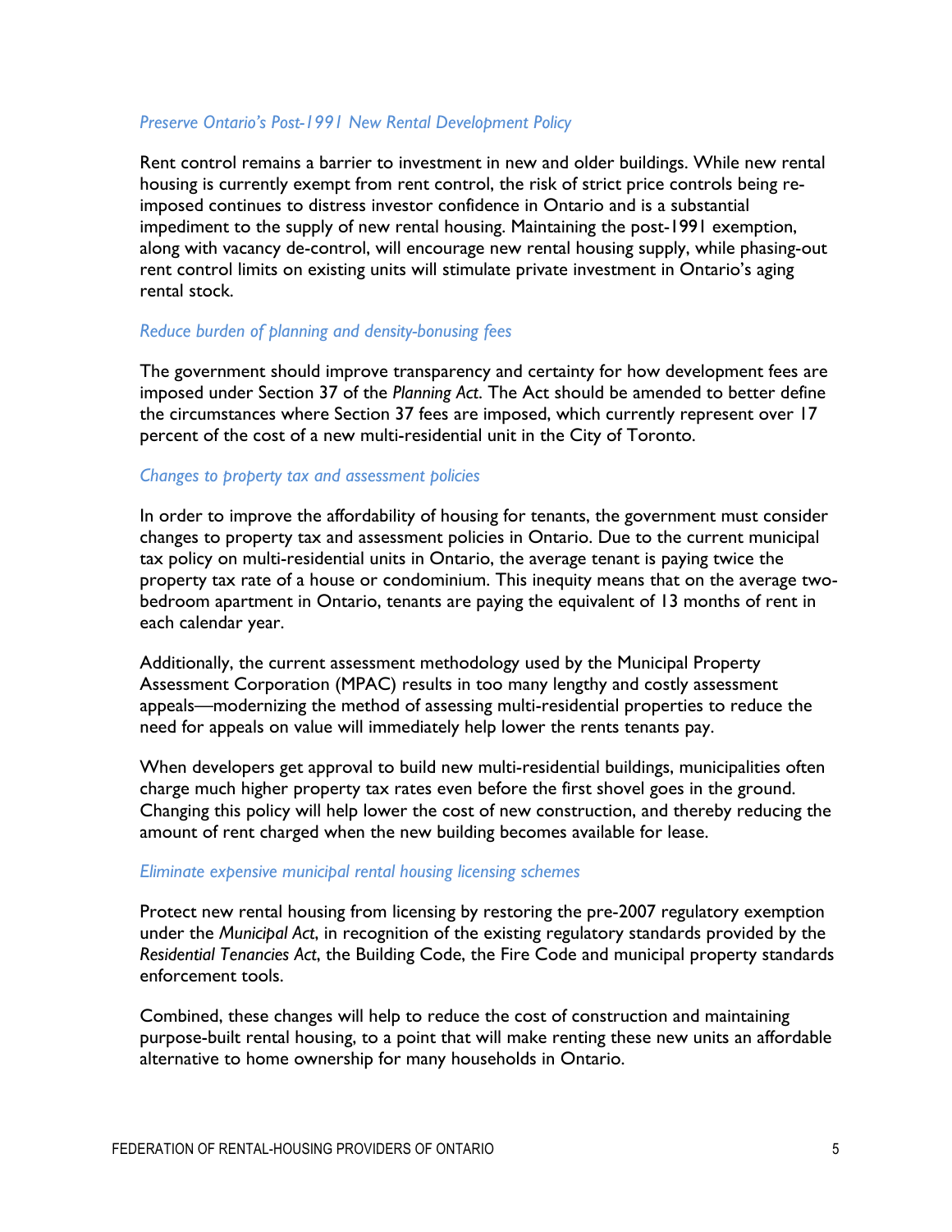### *Preserve Ontario's Post-1991 New Rental Development Policy*

Rent control remains a barrier to investment in new and older buildings. While new rental housing is currently exempt from rent control, the risk of strict price controls being re-imposed continues to distress investor confidence in Ontario and is a substantial impediment to the supply of new rental housing. Maintaining the post-1991 exemption, along with vacancy de-control, will encourage new rental housing supply, while phasing-out rent control limits on existing units will stimulate private investment in Ontario's aging rental stock.

### *Reduce burden of planning and density-bonusing fees*

The government should improve transparency and certainty for how development fees are imposed under Section 37 of the *Planning Act*. The Act should be amended to better define the circumstances where Section 37 fees are imposed, which currently represent over 17 percent of the cost of a new multi-residential unit in the City of Toronto.

### *Changes to property tax and assessment policies*

In order to improve the affordability of housing for tenants, the government must consider changes to property tax and assessment policies in Ontario. Due to the current municipal tax policy on multi-residential units in Ontario, the average tenant is paying twice the property tax rate of a house or condominium. This inequity means that on the average two-bedroom apartment in Ontario, tenants are paying the equivalent of 13 months of rent in each calendar year.

Additionally, the current assessment methodology used by the Municipal Property Assessment Corporation (MPAC) results in too many lengthy and costly assessment appeals—modernizing the method of assessing multi-residential properties to reduce the need for appeals on value will immediately help lower the rents tenants pay.

When developers get approval to build new multi-residential buildings, municipalities often charge much higher property tax rates even before the first shovel goes in the ground. Changing this policy will help lower the cost of new construction, and thereby reducing the amount of rent charged when the new building becomes available for lease.

### *Eliminate expensive municipal rental housing licensing schemes*

Protect new rental housing from licensing by restoring the pre-2007 regulatory exemption under the *Municipal Act*, in recognition of the existing regulatory standards provided by the *Residential Tenancies Act*, the Building Code, the Fire Code and municipal property standards enforcement tools.

Combined, these changes will help to reduce the cost of construction and maintaining purpose-built rental housing, to a point that will make renting these new units an affordable alternative to home ownership for many households in Ontario.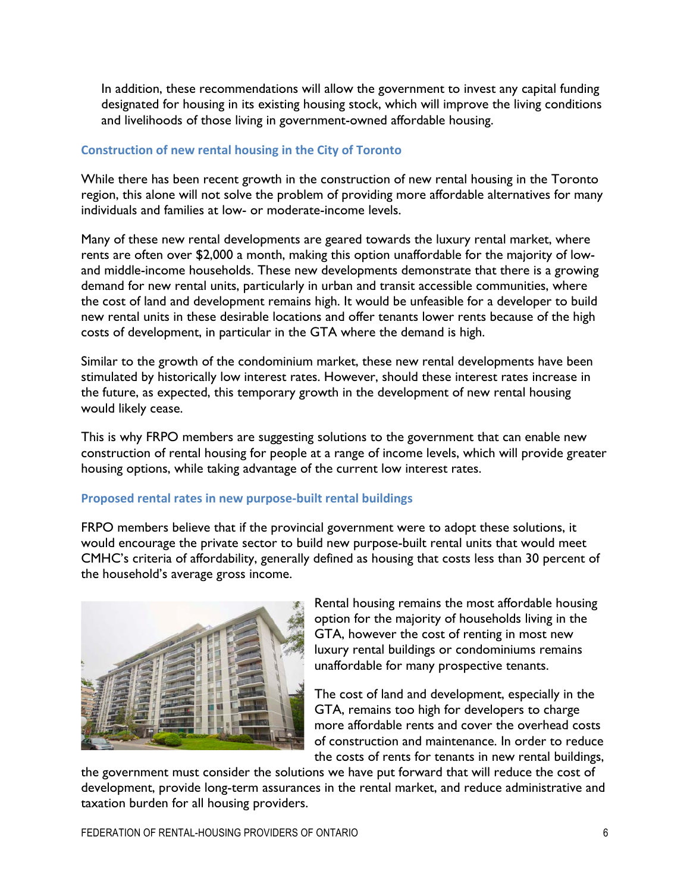In addition, these recommendations will allow the government to invest any capital funding designated for housing in its existing housing stock, which will improve the living conditions and livelihoods of those living in government-owned affordable housing.

### Construction of new rental housing in the City of Toronto

While there has been recent growth in the construction of new rental housing in the Toronto region, this alone will not solve the problem of providing more affordable alternatives for many individuals and families at low- or moderate-income levels.

Many of these new rental developments are geared towards the luxury rental market, where rents are often over $2,000 a month, making this option unaffordable for the majority of low- and middle-income households. These new developments demonstrate that there is a growing demand for new rental units, particularly in urban and transit accessible communities, where the cost of land and development remains high. It would be unfeasible for a developer to build new rental units in these desirable locations and offer tenants lower rents because of the high costs of development, in particular in the GTA where the demand is high.

Similar to the growth of the condominium market, these new rental developments have been stimulated by historically low interest rates. However, should these interest rates increase in the future, as expected, this temporary growth in the development of new rental housing would likely cease.

This is why FRPO members are suggesting solutions to the government that can enable new construction of rental housing for people at a range of income levels, which will provide greater housing options, while taking advantage of the current low interest rates.

### Proposed rental rates in new purpose-built rental buildings

FRPO members believe that if the provincial government were to adopt these solutions, it would encourage the private sector to build new purpose-built rental units that would meet CMHC's criteria of affordability, generally defined as housing that costs less than 30 percent of the household's average gross income.

Rental housing remains the most affordable housing option for the majority of households living in the GTA, however the cost of renting in most new luxury rental buildings or condominiums remains unaffordable for many prospective tenants.

The cost of land and development, especially in the GTA, remains too high for developers to charge more affordable rents and cover the overhead costs of construction and maintenance. In order to reduce the costs of rents for tenants in new rental buildings, the government must consider the solutions we have put forward that will reduce the cost of development, provide long-term assurances in the rental market, and reduce administrative and taxation burden for all housing providers.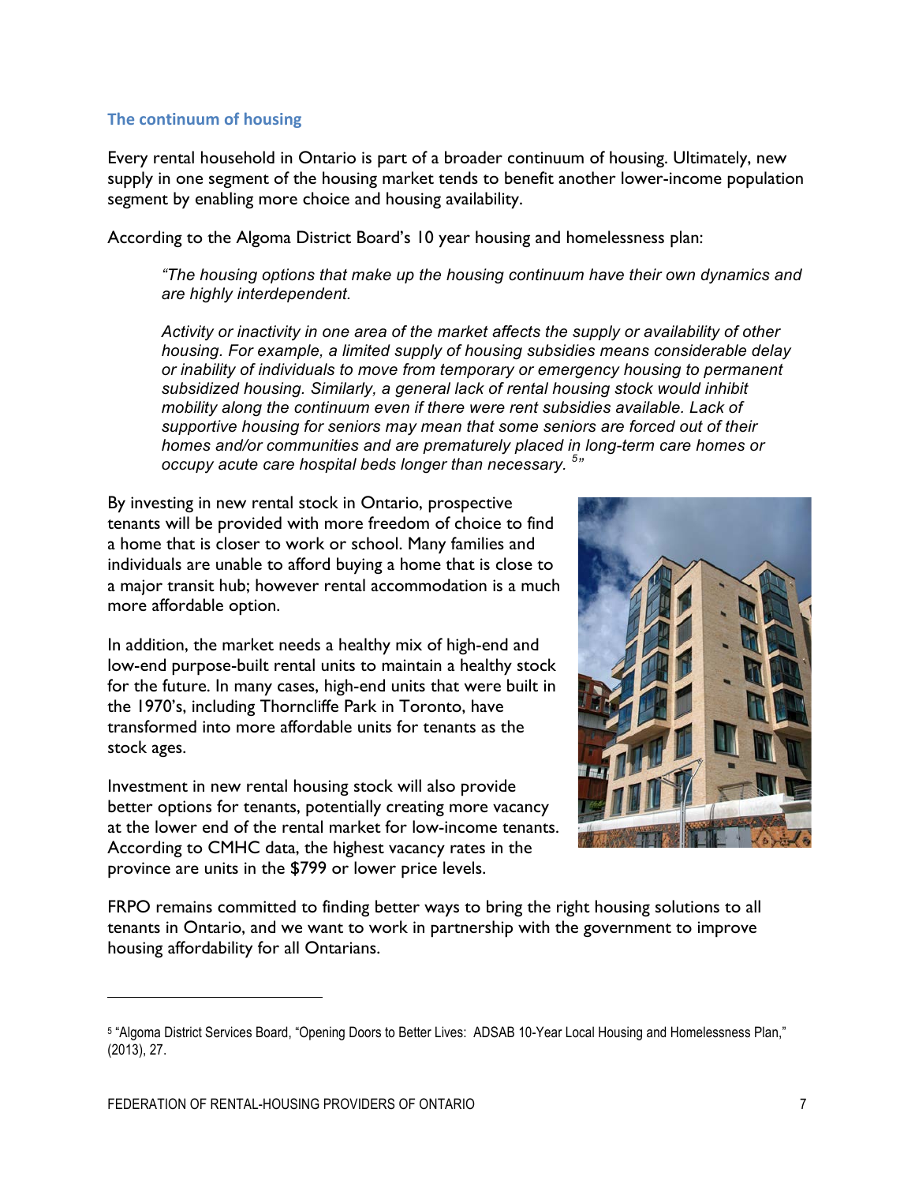### The continuum of housing

Every rental household in Ontario is part of a broader continuum of housing. Ultimately, new supply in one segment of the housing market tends to benefit another lower-income population segment by enabling more choice and housing availability.

According to the Algoma District Board's 10 year housing and homelessness plan:

> *"The housing options that make up the housing continuum have their own dynamics and are highly interdependent.*
>
> *Activity or inactivity in one area of the market affects the supply or availability of other housing. For example, a limited supply of housing subsidies means considerable delay or inability of individuals to move from temporary or emergency housing to permanent subsidized housing. Similarly, a general lack of rental housing stock would inhibit mobility along the continuum even if there were rent subsidies available. Lack of supportive housing for seniors may mean that some seniors are forced out of their homes and/or communities and are prematurely placed in long-term care homes or occupy acute care hospital beds longer than necessary.* [5]*"*

By investing in new rental stock in Ontario, prospective tenants will be provided with more freedom of choice to find a home that is closer to work or school. Many families and individuals are unable to afford buying a home that is close to a major transit hub; however rental accommodation is a much more affordable option.

In addition, the market needs a healthy mix of high-end and low-end purpose-built rental units to maintain a healthy stock for the future. In many cases, high-end units that were built in the 1970's, including Thorncliffe Park in Toronto, have transformed into more affordable units for tenants as the stock ages.

Investment in new rental housing stock will also provide better options for tenants, potentially creating more vacancy at the lower end of the rental market for low-income tenants. According to CMHC data, the highest vacancy rates in the province are units in the $799 or lower price levels.

FRPO remains committed to finding better ways to bring the right housing solutions to all tenants in Ontario, and we want to work in partnership with the government to improve housing affordability for all Ontarians.

---

[5] "Algoma District Services Board, "Opening Doors to Better Lives: ADSAB 10-Year Local Housing and Homelessness Plan," (2013), 27.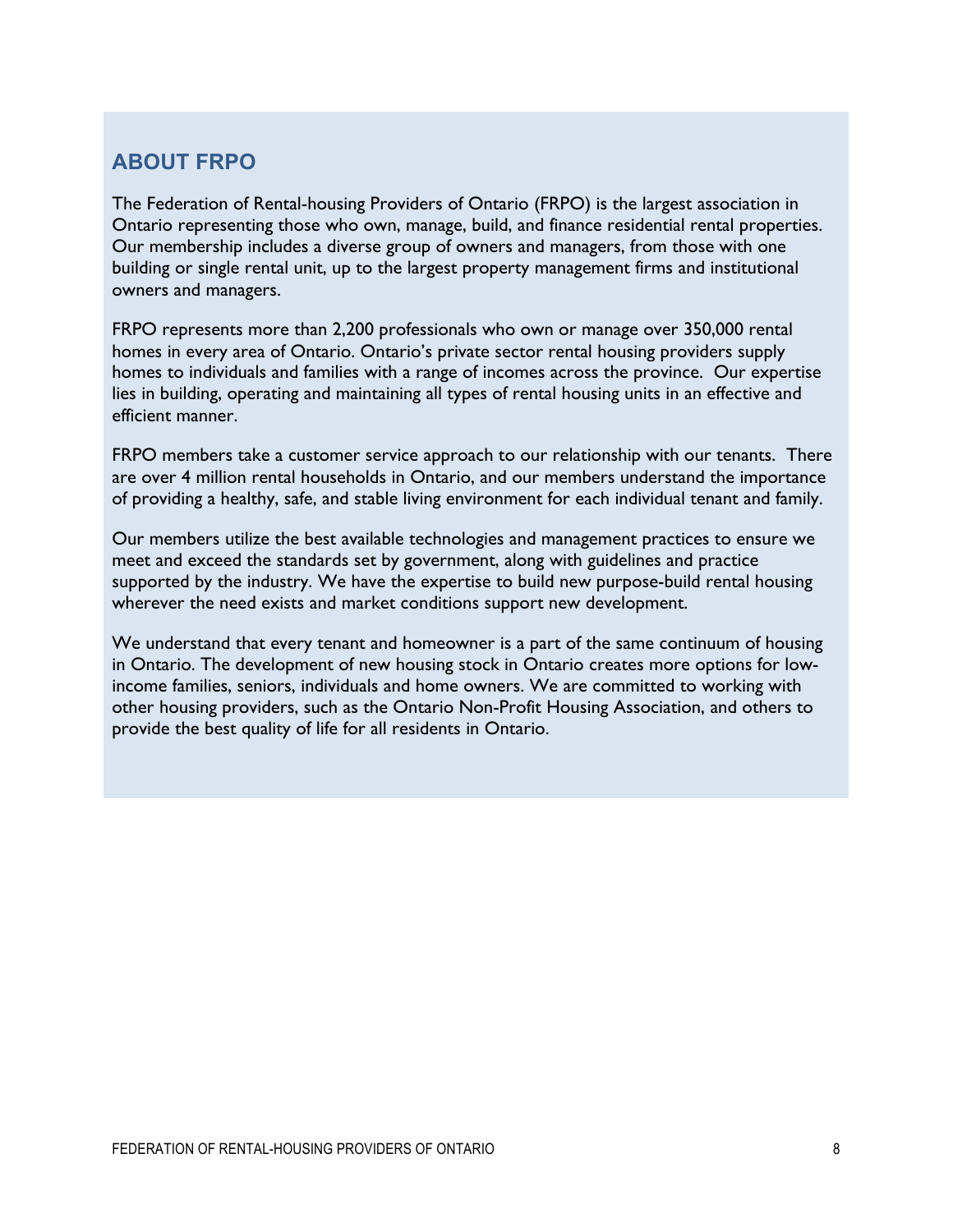## ABOUT FRPO

The Federation of Rental-housing Providers of Ontario (FRPO) is the largest association in Ontario representing those who own, manage, build, and finance residential rental properties. Our membership includes a diverse group of owners and managers, from those with one building or single rental unit, up to the largest property management firms and institutional owners and managers.

FRPO represents more than 2,200 professionals who own or manage over 350,000 rental homes in every area of Ontario. Ontario's private sector rental housing providers supply homes to individuals and families with a range of incomes across the province. Our expertise lies in building, operating and maintaining all types of rental housing units in an effective and efficient manner.

FRPO members take a customer service approach to our relationship with our tenants. There are over 4 million rental households in Ontario, and our members understand the importance of providing a healthy, safe, and stable living environment for each individual tenant and family.

Our members utilize the best available technologies and management practices to ensure we meet and exceed the standards set by government, along with guidelines and practice supported by the industry. We have the expertise to build new purpose-build rental housing wherever the need exists and market conditions support new development.

We understand that every tenant and homeowner is a part of the same continuum of housing in Ontario. The development of new housing stock in Ontario creates more options for low-income families, seniors, individuals and home owners. We are committed to working with other housing providers, such as the Ontario Non-Profit Housing Association, and others to provide the best quality of life for all residents in Ontario.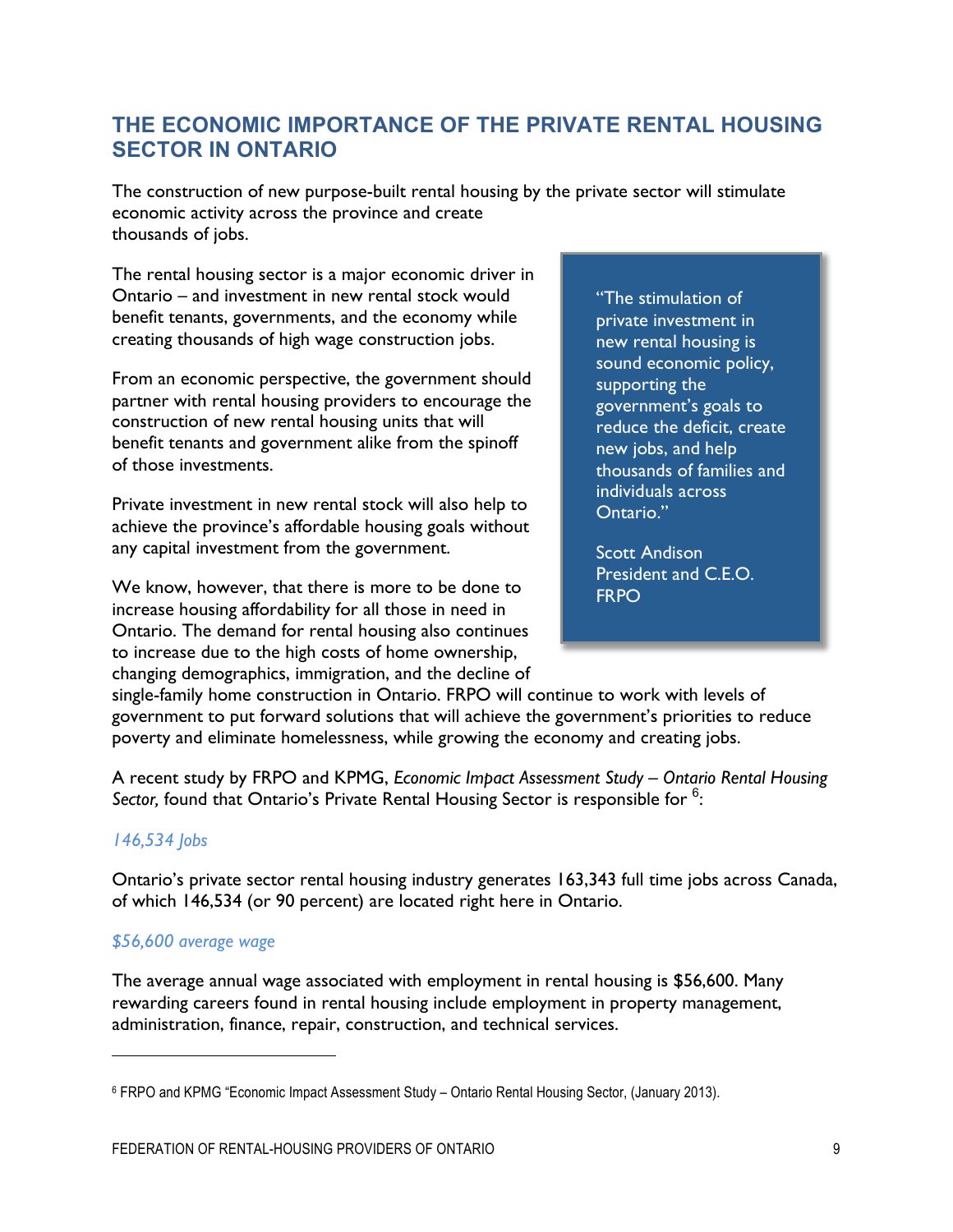## THE ECONOMIC IMPORTANCE OF THE PRIVATE RENTAL HOUSING SECTOR IN ONTARIO

The construction of new purpose-built rental housing by the private sector will stimulate economic activity across the province and create thousands of jobs.

The rental housing sector is a major economic driver in Ontario – and investment in new rental stock would benefit tenants, governments, and the economy while creating thousands of high wage construction jobs.

From an economic perspective, the government should partner with rental housing providers to encourage the construction of new rental housing units that will benefit tenants and government alike from the spinoff of those investments.

Private investment in new rental stock will also help to achieve the province's affordable housing goals without any capital investment from the government.

We know, however, that there is more to be done to increase housing affordability for all those in need in Ontario. The demand for rental housing also continues to increase due to the high costs of home ownership, changing demographics, immigration, and the decline of single-family home construction in Ontario. FRPO will continue to work with levels of government to put forward solutions that will achieve the government's priorities to reduce poverty and eliminate homelessness, while growing the economy and creating jobs.

> "The stimulation of private investment in new rental housing is sound economic policy, supporting the government's goals to reduce the deficit, create new jobs, and help thousands of families and individuals across Ontario."
>
> Scott Andison
> President and C.E.O.
> FRPO

A recent study by FRPO and KPMG, *Economic Impact Assessment Study – Ontario Rental Housing Sector,* found that Ontario's Private Rental Housing Sector is responsible for [6]:

*146,534 Jobs*

Ontario's private sector rental housing industry generates 163,343 full time jobs across Canada, of which 146,534 (or 90 percent) are located right here in Ontario.

*$56,600 average wage*

The average annual wage associated with employment in rental housing is $56,600. Many rewarding careers found in rental housing include employment in property management, administration, finance, repair, construction, and technical services.

---

[6] FRPO and KPMG "Economic Impact Assessment Study – Ontario Rental Housing Sector, (January 2013).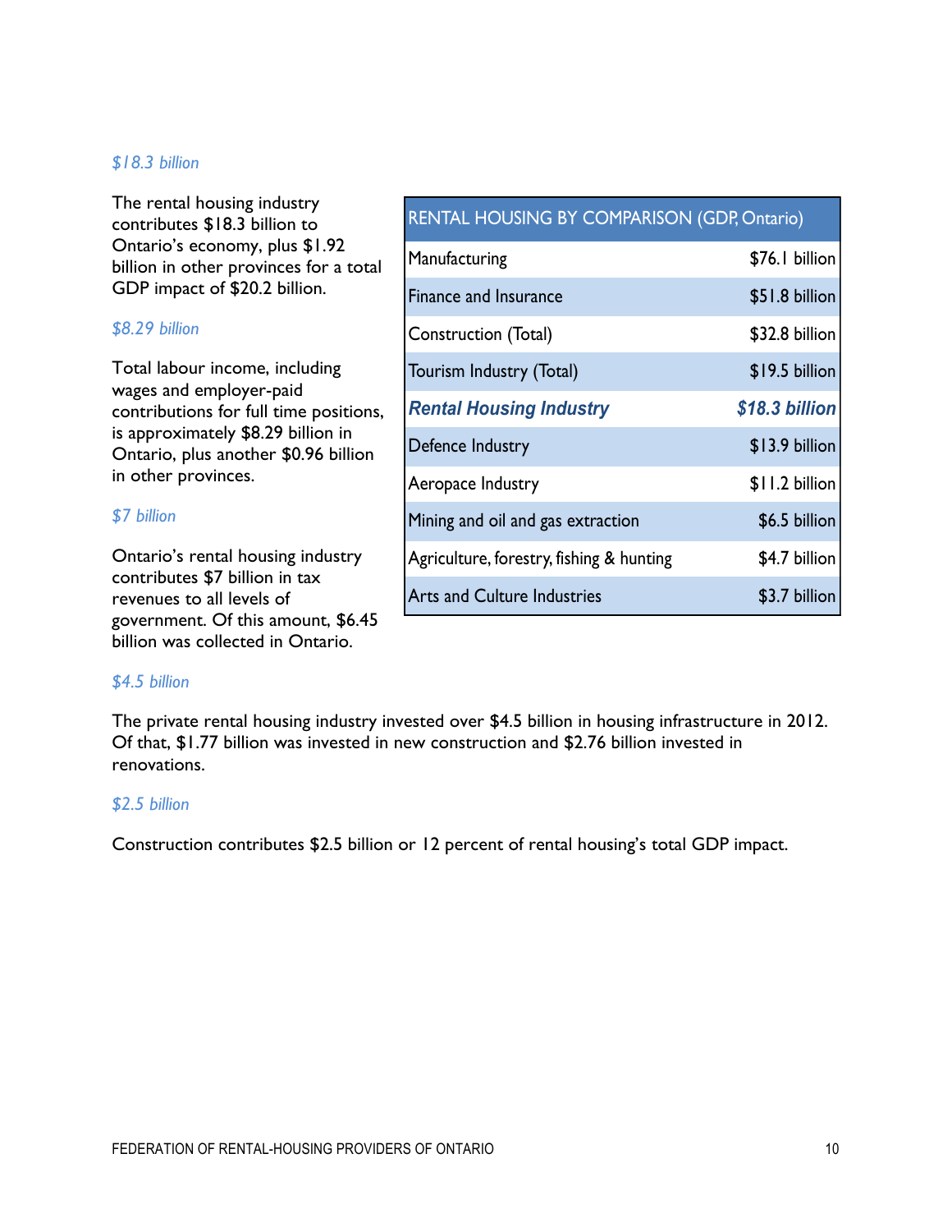*$18.3 billion*

The rental housing industry contributes $18.3 billion to Ontario's economy, plus $1.92 billion in other provinces for a total GDP impact of $20.2 billion.

*$8.29 billion*

Total labour income, including wages and employer-paid contributions for full time positions, is approximately $8.29 billion in Ontario, plus another $0.96 billion in other provinces.

*$7 billion*

Ontario's rental housing industry contributes $7 billion in tax revenues to all levels of government. Of this amount, $6.45 billion was collected in Ontario.

| RENTAL HOUSING BY COMPARISON (GDP, Ontario) | |
|---|---|
| Manufacturing | $76.1 billion |
| Finance and Insurance | $51.8 billion |
| Construction (Total) | $32.8 billion |
| Tourism Industry (Total) | $19.5 billion |
| ***Rental Housing Industry*** | ***$18.3 billion*** |
| Defence Industry | $13.9 billion |
| Aeropace Industry | $11.2 billion |
| Mining and oil and gas extraction | $6.5 billion |
| Agriculture, forestry, fishing & hunting | $4.7 billion |
| Arts and Culture Industries | $3.7 billion |

*$4.5 billion*

The private rental housing industry invested over $4.5 billion in housing infrastructure in 2012. Of that, $1.77 billion was invested in new construction and $2.76 billion invested in renovations.

*$2.5 billion*

Construction contributes $2.5 billion or 12 percent of rental housing's total GDP impact.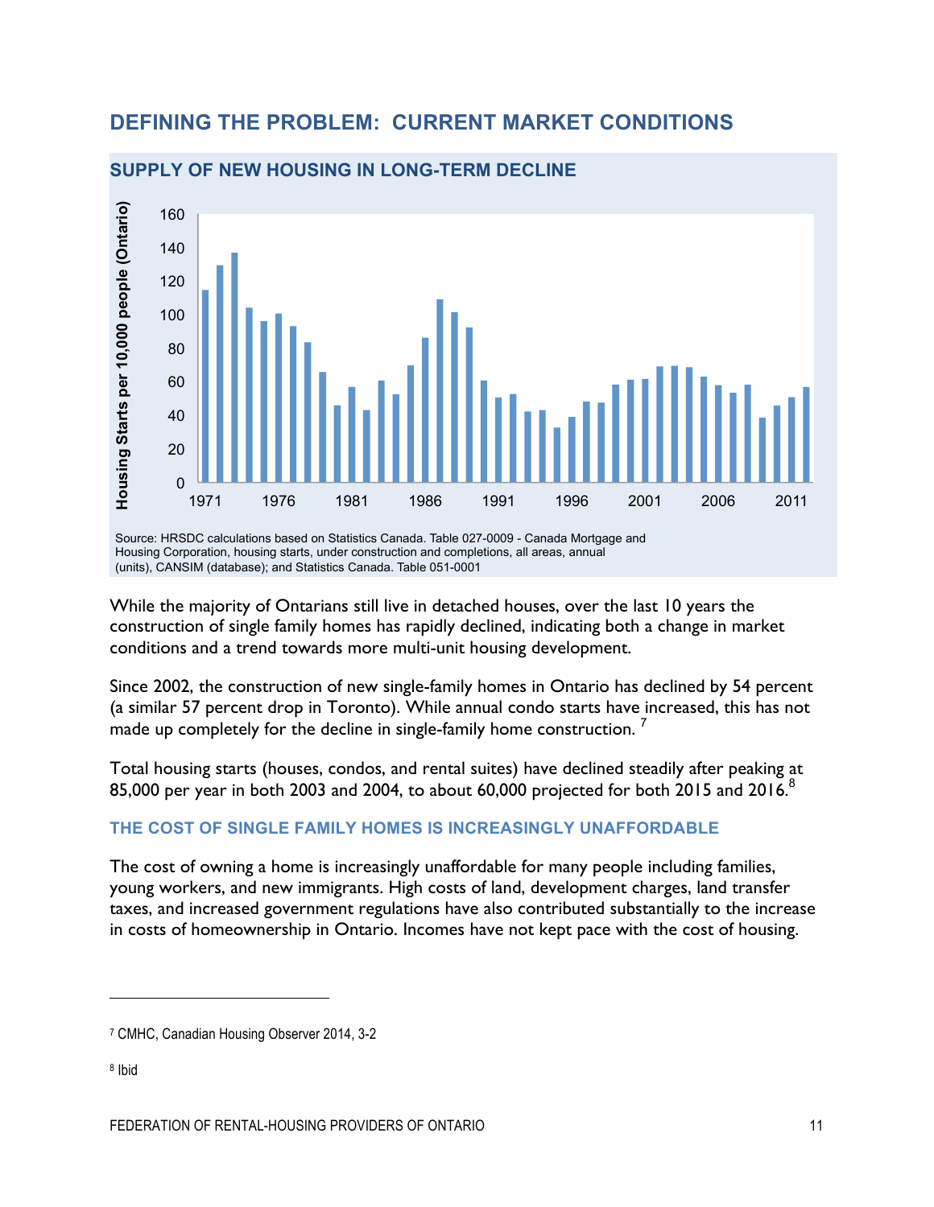## DEFINING THE PROBLEM: CURRENT MARKET CONDITIONS

### SUPPLY OF NEW HOUSING IN LONG-TERM DECLINE

Source: HRSDC calculations based on Statistics Canada. Table 027-0009 - Canada Mortgage and Housing Corporation, housing starts, under construction and completions, all areas, annual (units), CANSIM (database); and Statistics Canada. Table 051-0001

While the majority of Ontarians still live in detached houses, over the last 10 years the construction of single family homes has rapidly declined, indicating both a change in market conditions and a trend towards more multi-unit housing development.

Since 2002, the construction of new single-family homes in Ontario has declined by 54 percent (a similar 57 percent drop in Toronto). While annual condo starts have increased, this has not made up completely for the decline in single-family home construction. [7]

Total housing starts (houses, condos, and rental suites) have declined steadily after peaking at 85,000 per year in both 2003 and 2004, to about 60,000 projected for both 2015 and 2016.[8]

### THE COST OF SINGLE FAMILY HOMES IS INCREASINGLY UNAFFORDABLE

The cost of owning a home is increasingly unaffordable for many people including families, young workers, and new immigrants. High costs of land, development charges, land transfer taxes, and increased government regulations have also contributed substantially to the increase in costs of homeownership in Ontario. Incomes have not kept pace with the cost of housing.

---

[7] CMHC, Canadian Housing Observer 2014, 3-2

[8] Ibid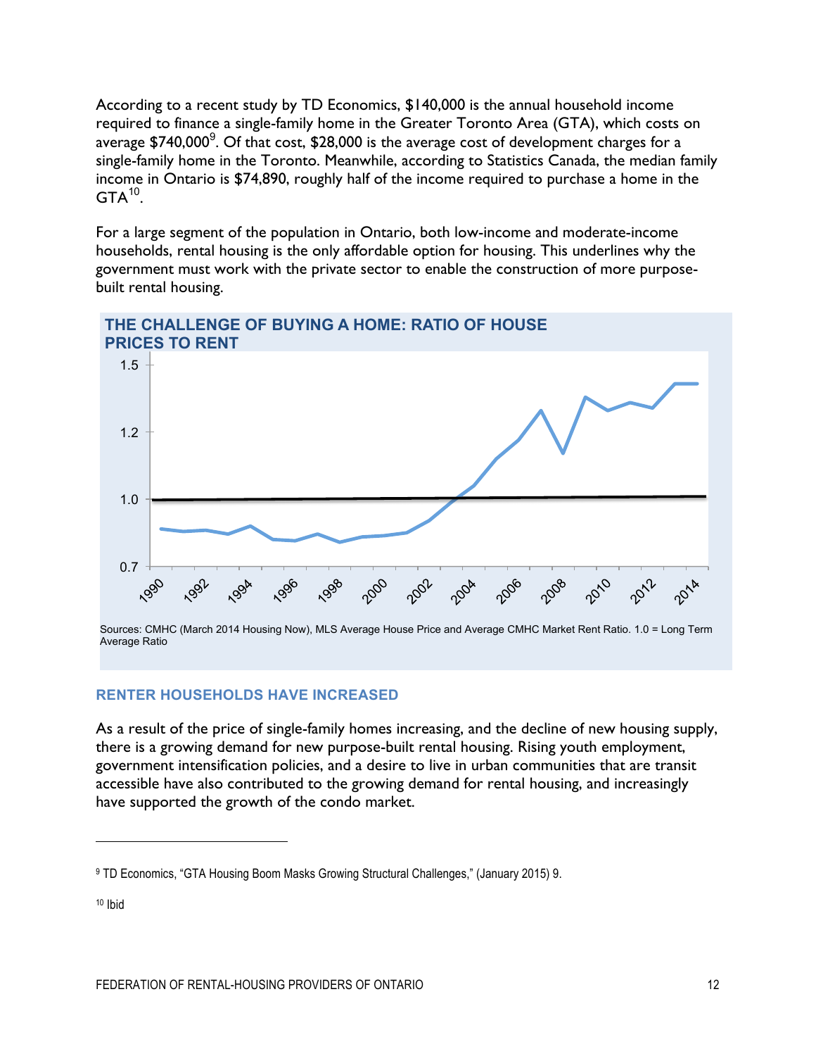According to a recent study by TD Economics, $140,000 is the annual household income required to finance a single-family home in the Greater Toronto Area (GTA), which costs on average $740,000[9]. Of that cost, $28,000 is the average cost of development charges for a single-family home in the Toronto. Meanwhile, according to Statistics Canada, the median family income in Ontario is $74,890, roughly half of the income required to purchase a home in the GTA[10].

For a large segment of the population in Ontario, both low-income and moderate-income households, rental housing is the only affordable option for housing. This underlines why the government must work with the private sector to enable the construction of more purpose-built rental housing.

**THE CHALLENGE OF BUYING A HOME: RATIO OF HOUSE PRICES TO RENT**

Sources: CMHC (March 2014 Housing Now), MLS Average House Price and Average CMHC Market Rent Ratio. 1.0 = Long Term Average Ratio

### RENTER HOUSEHOLDS HAVE INCREASED

As a result of the price of single-family homes increasing, and the decline of new housing supply, there is a growing demand for new purpose-built rental housing. Rising youth employment, government intensification policies, and a desire to live in urban communities that are transit accessible have also contributed to the growing demand for rental housing, and increasingly have supported the growth of the condo market.

---

[9] TD Economics, "GTA Housing Boom Masks Growing Structural Challenges," (January 2015) 9.

[10] Ibid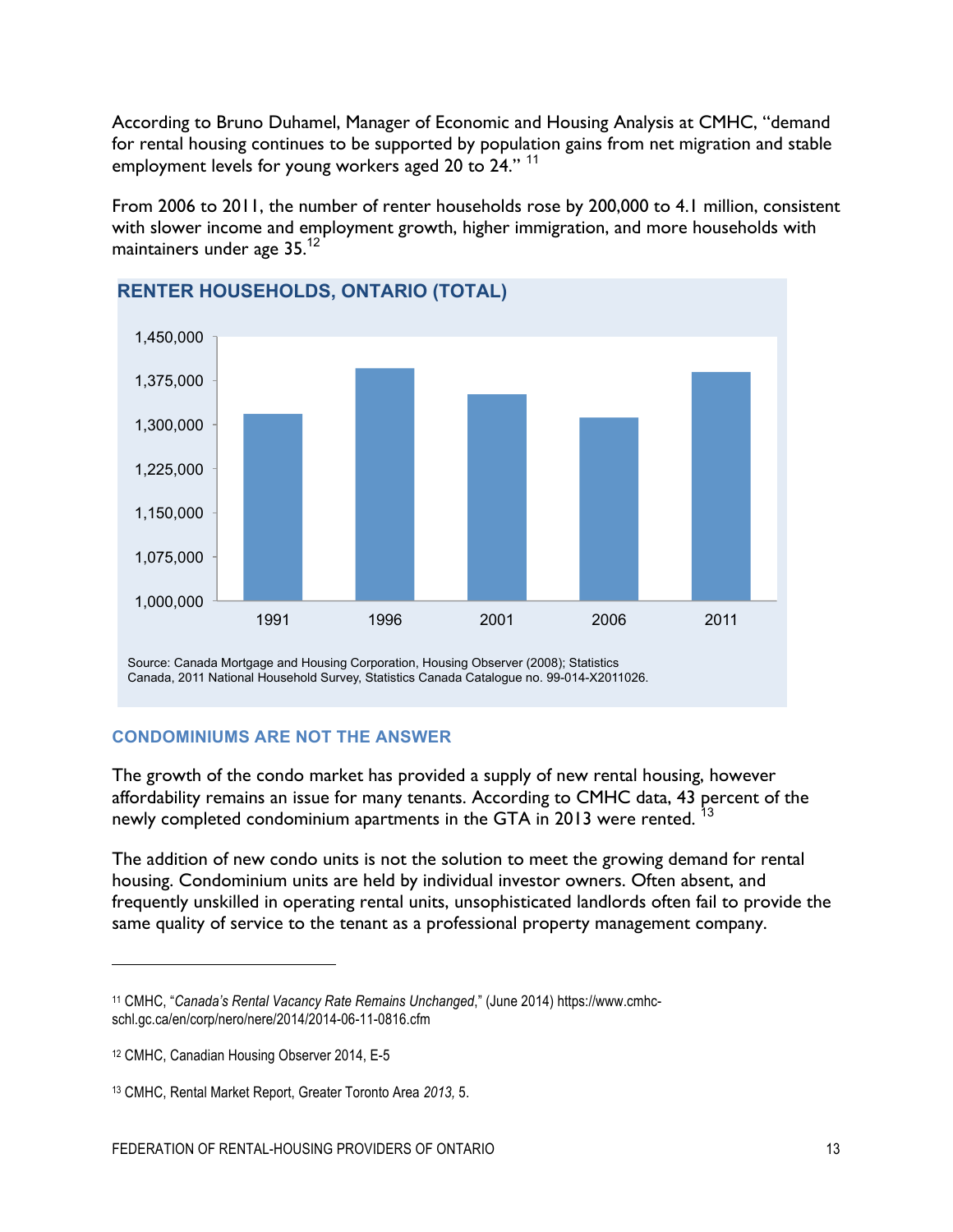According to Bruno Duhamel, Manager of Economic and Housing Analysis at CMHC, "demand for rental housing continues to be supported by population gains from net migration and stable employment levels for young workers aged 20 to 24." [11]

From 2006 to 2011, the number of renter households rose by 200,000 to 4.1 million, consistent with slower income and employment growth, higher immigration, and more households with maintainers under age 35.[12]

**RENTER HOUSEHOLDS, ONTARIO (TOTAL)**

Source: Canada Mortgage and Housing Corporation, Housing Observer (2008); Statistics Canada, 2011 National Household Survey, Statistics Canada Catalogue no. 99-014-X2011026.

### CONDOMINIUMS ARE NOT THE ANSWER

The growth of the condo market has provided a supply of new rental housing, however affordability remains an issue for many tenants. According to CMHC data, 43 percent of the newly completed condominium apartments in the GTA in 2013 were rented. [13]

The addition of new condo units is not the solution to meet the growing demand for rental housing. Condominium units are held by individual investor owners. Often absent, and frequently unskilled in operating rental units, unsophisticated landlords often fail to provide the same quality of service to the tenant as a professional property management company.

---

[11] CMHC, "*Canada's Rental Vacancy Rate Remains Unchanged*," (June 2014) https://www.cmhc-schl.gc.ca/en/corp/nero/nere/2014/2014-06-11-0816.cfm

[12] CMHC, Canadian Housing Observer 2014, E-5

[13] CMHC, Rental Market Report, Greater Toronto Area *2013,* 5.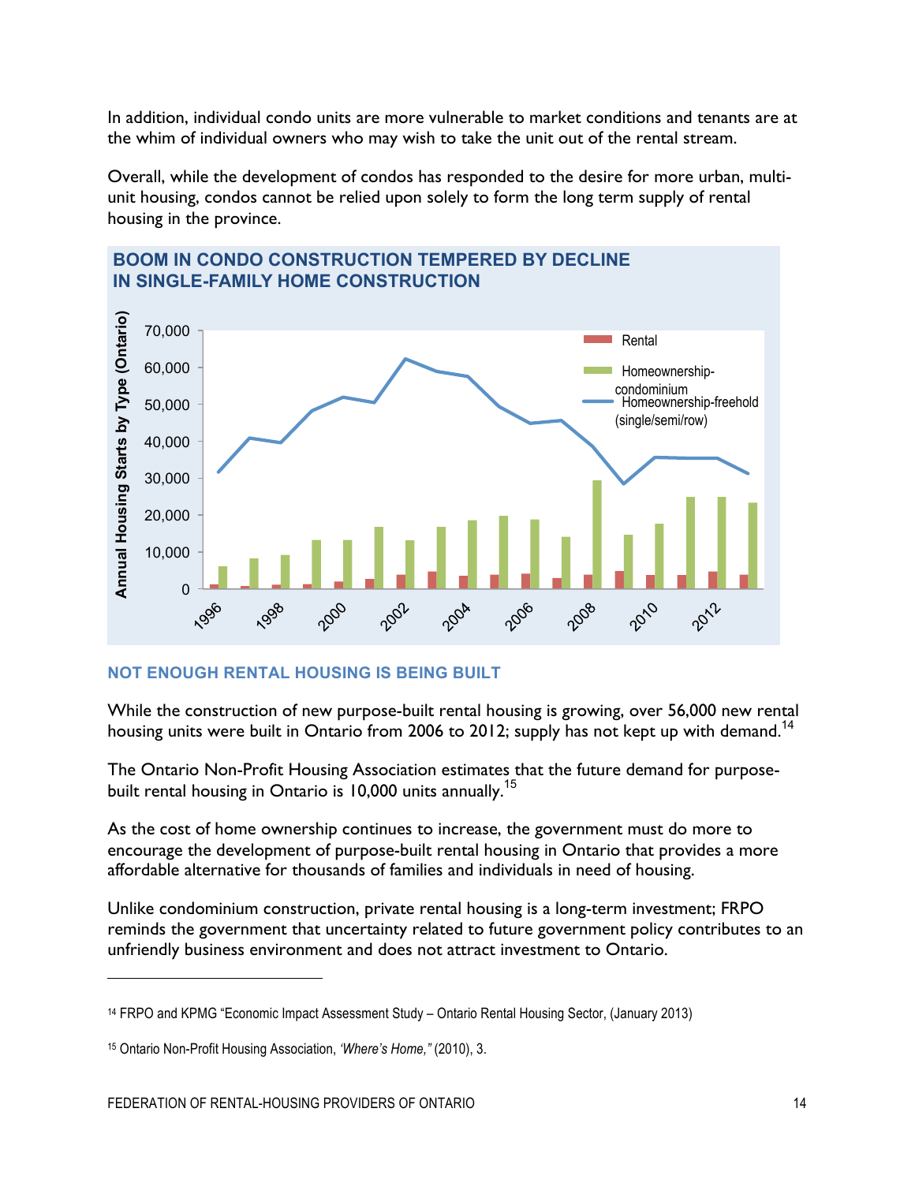In addition, individual condo units are more vulnerable to market conditions and tenants are at the whim of individual owners who may wish to take the unit out of the rental stream.

Overall, while the development of condos has responded to the desire for more urban, multi-unit housing, condos cannot be relied upon solely to form the long term supply of rental housing in the province.

**BOOM IN CONDO CONSTRUCTION TEMPERED BY DECLINE IN SINGLE-FAMILY HOME CONSTRUCTION**

## NOT ENOUGH RENTAL HOUSING IS BEING BUILT

While the construction of new purpose-built rental housing is growing, over 56,000 new rental housing units were built in Ontario from 2006 to 2012; supply has not kept up with demand.[14]

The Ontario Non-Profit Housing Association estimates that the future demand for purpose-built rental housing in Ontario is 10,000 units annually.[15]

As the cost of home ownership continues to increase, the government must do more to encourage the development of purpose-built rental housing in Ontario that provides a more affordable alternative for thousands of families and individuals in need of housing.

Unlike condominium construction, private rental housing is a long-term investment; FRPO reminds the government that uncertainty related to future government policy contributes to an unfriendly business environment and does not attract investment to Ontario.

---

[14] FRPO and KPMG "Economic Impact Assessment Study – Ontario Rental Housing Sector, (January 2013)

[15] Ontario Non-Profit Housing Association, *'Where's Home,"* (2010), 3.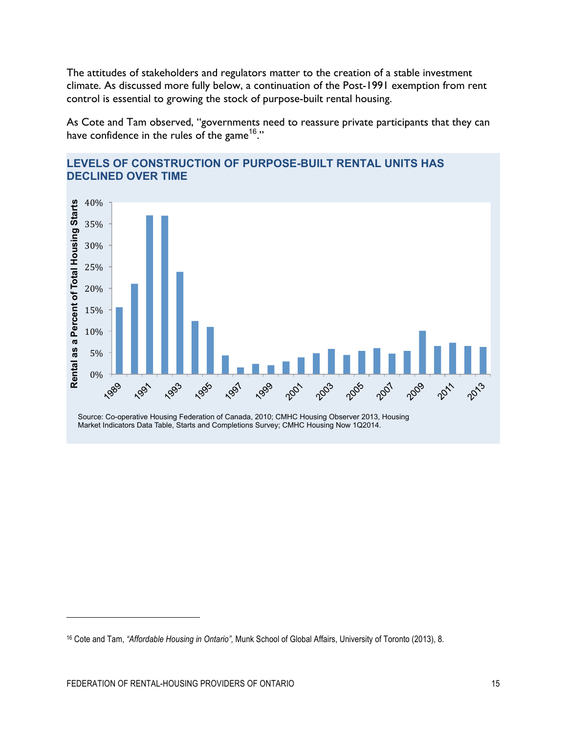The attitudes of stakeholders and regulators matter to the creation of a stable investment climate. As discussed more fully below, a continuation of the Post-1991 exemption from rent control is essential to growing the stock of purpose-built rental housing.

As Cote and Tam observed, "governments need to reassure private participants that they can have confidence in the rules of the game[16]."

## LEVELS OF CONSTRUCTION OF PURPOSE-BUILT RENTAL UNITS HAS DECLINED OVER TIME

Source: Co-operative Housing Federation of Canada, 2010; CMHC Housing Observer 2013, Housing Market Indicators Data Table, Starts and Completions Survey; CMHC Housing Now 1Q2014.

---

[16] Cote and Tam, *"Affordable Housing in Ontario",* Munk School of Global Affairs, University of Toronto (2013), 8.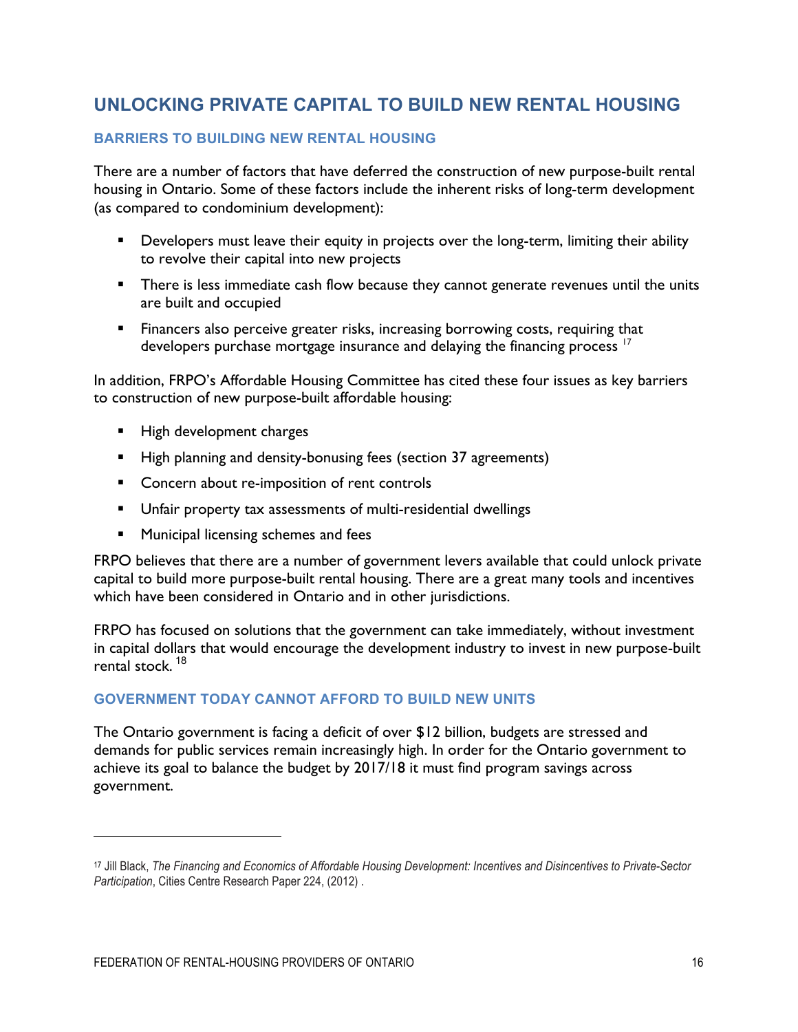## UNLOCKING PRIVATE CAPITAL TO BUILD NEW RENTAL HOUSING

### BARRIERS TO BUILDING NEW RENTAL HOUSING

There are a number of factors that have deferred the construction of new purpose-built rental housing in Ontario. Some of these factors include the inherent risks of long-term development (as compared to condominium development):

- Developers must leave their equity in projects over the long-term, limiting their ability to revolve their capital into new projects
- There is less immediate cash flow because they cannot generate revenues until the units are built and occupied
- Financers also perceive greater risks, increasing borrowing costs, requiring that developers purchase mortgage insurance and delaying the financing process [17]

In addition, FRPO's Affordable Housing Committee has cited these four issues as key barriers to construction of new purpose-built affordable housing:

- High development charges
- High planning and density-bonusing fees (section 37 agreements)
- Concern about re-imposition of rent controls
- Unfair property tax assessments of multi-residential dwellings
- Municipal licensing schemes and fees

FRPO believes that there are a number of government levers available that could unlock private capital to build more purpose-built rental housing. There are a great many tools and incentives which have been considered in Ontario and in other jurisdictions.

FRPO has focused on solutions that the government can take immediately, without investment in capital dollars that would encourage the development industry to invest in new purpose-built rental stock. [18]

### GOVERNMENT TODAY CANNOT AFFORD TO BUILD NEW UNITS

The Ontario government is facing a deficit of over $12 billion, budgets are stressed and demands for public services remain increasingly high. In order for the Ontario government to achieve its goal to balance the budget by 2017/18 it must find program savings across government.

---

[17] Jill Black, *The Financing and Economics of Affordable Housing Development: Incentives and Disincentives to Private-Sector Participation*, Cities Centre Research Paper 224, (2012) .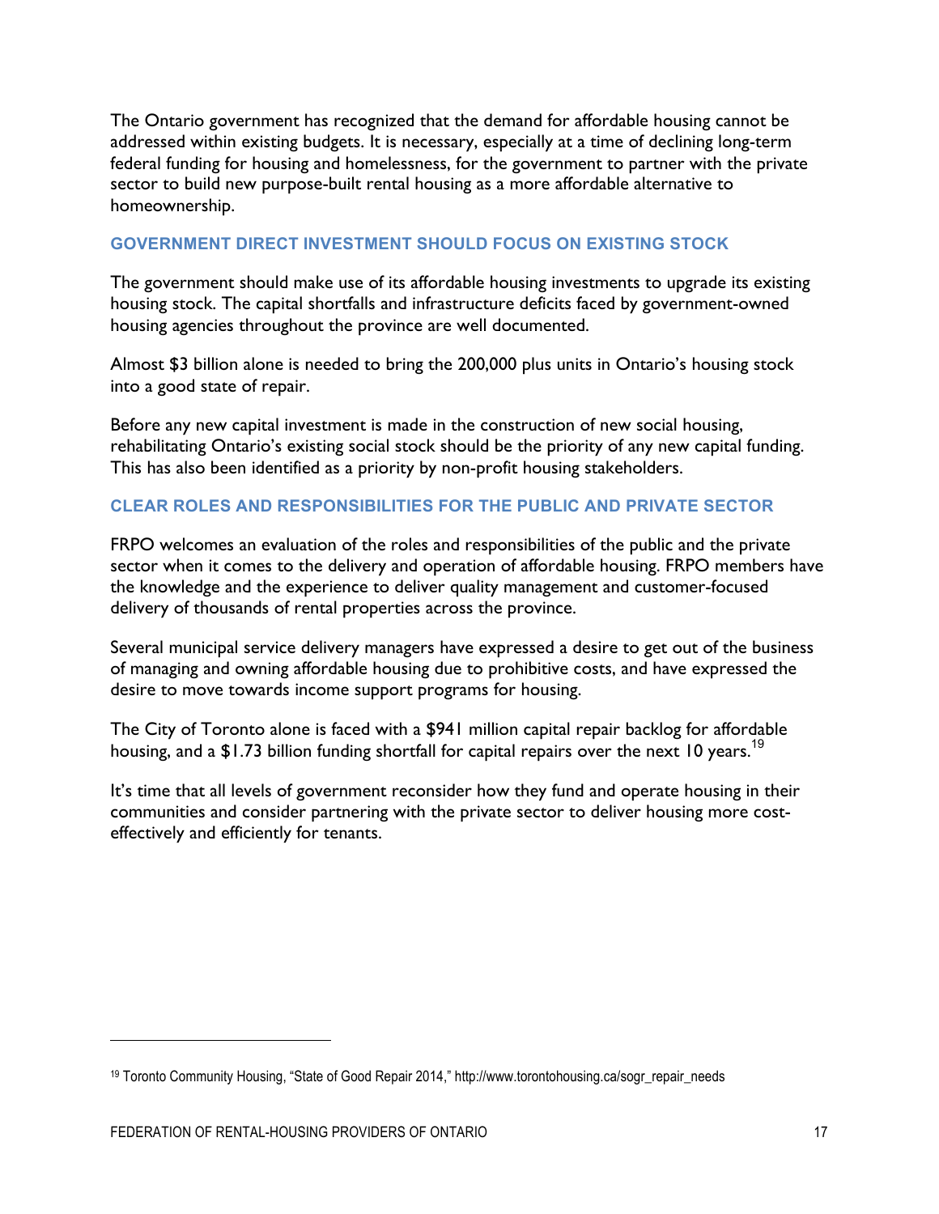The Ontario government has recognized that the demand for affordable housing cannot be addressed within existing budgets. It is necessary, especially at a time of declining long-term federal funding for housing and homelessness, for the government to partner with the private sector to build new purpose-built rental housing as a more affordable alternative to homeownership.

### GOVERNMENT DIRECT INVESTMENT SHOULD FOCUS ON EXISTING STOCK

The government should make use of its affordable housing investments to upgrade its existing housing stock. The capital shortfalls and infrastructure deficits faced by government-owned housing agencies throughout the province are well documented.

Almost $3 billion alone is needed to bring the 200,000 plus units in Ontario's housing stock into a good state of repair.

Before any new capital investment is made in the construction of new social housing, rehabilitating Ontario's existing social stock should be the priority of any new capital funding. This has also been identified as a priority by non-profit housing stakeholders.

### CLEAR ROLES AND RESPONSIBILITIES FOR THE PUBLIC AND PRIVATE SECTOR

FRPO welcomes an evaluation of the roles and responsibilities of the public and the private sector when it comes to the delivery and operation of affordable housing. FRPO members have the knowledge and the experience to deliver quality management and customer-focused delivery of thousands of rental properties across the province.

Several municipal service delivery managers have expressed a desire to get out of the business of managing and owning affordable housing due to prohibitive costs, and have expressed the desire to move towards income support programs for housing.

The City of Toronto alone is faced with a $941 million capital repair backlog for affordable housing, and a $1.73 billion funding shortfall for capital repairs over the next 10 years.[19]

It's time that all levels of government reconsider how they fund and operate housing in their communities and consider partnering with the private sector to deliver housing more cost-effectively and efficiently for tenants.

---

[19] Toronto Community Housing, "State of Good Repair 2014," http://www.torontohousing.ca/sogr_repair_needs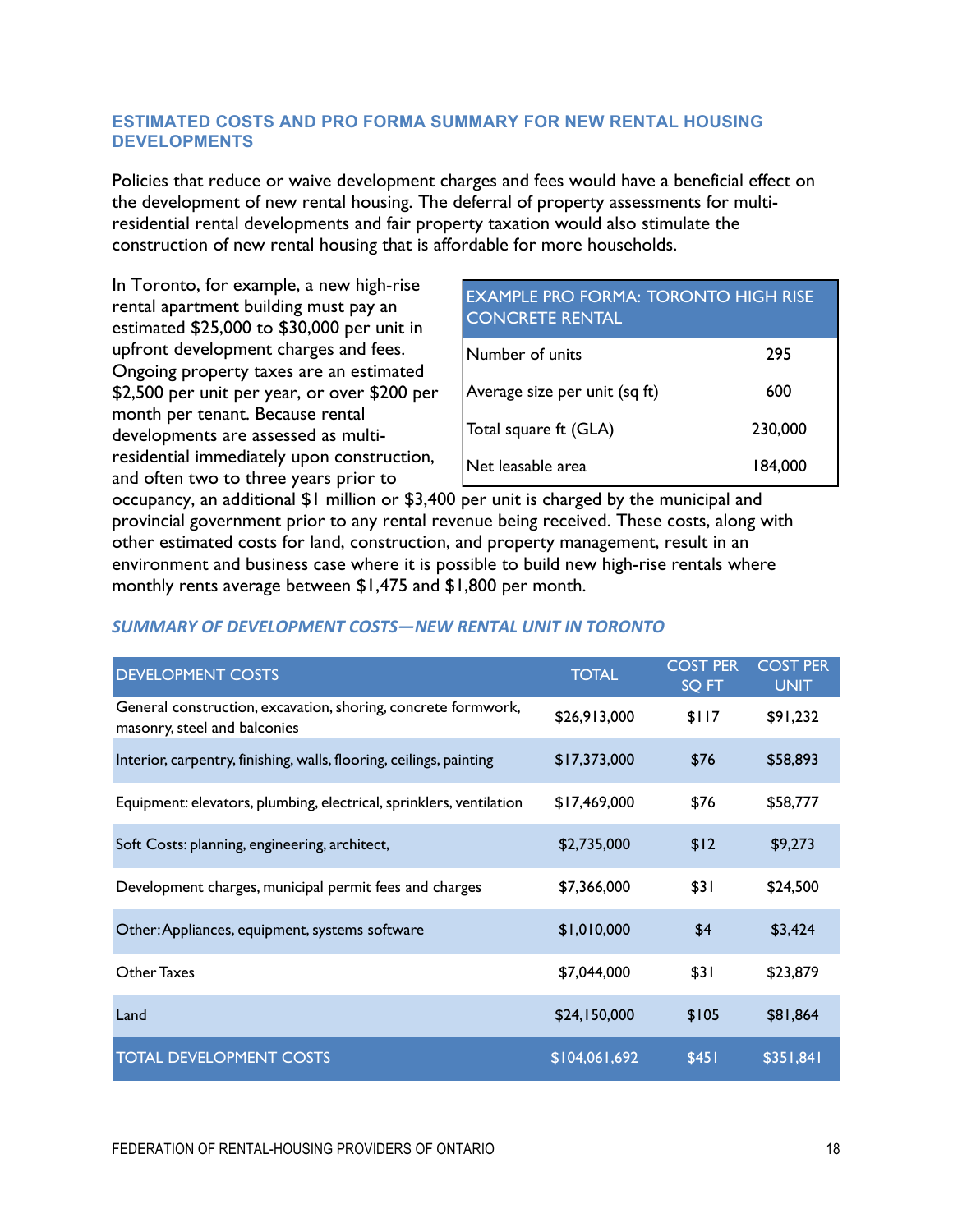## ESTIMATED COSTS AND PRO FORMA SUMMARY FOR NEW RENTAL HOUSING DEVELOPMENTS

Policies that reduce or waive development charges and fees would have a beneficial effect on the development of new rental housing. The deferral of property assessments for multi-residential rental developments and fair property taxation would also stimulate the construction of new rental housing that is affordable for more households.

In Toronto, for example, a new high-rise rental apartment building must pay an estimated $25,000 to $30,000 per unit in upfront development charges and fees. Ongoing property taxes are an estimated $2,500 per unit per year, or over $200 per month per tenant. Because rental developments are assessed as multi-residential immediately upon construction, and often two to three years prior to occupancy, an additional $1 million or $3,400 per unit is charged by the municipal and provincial government prior to any rental revenue being received. These costs, along with other estimated costs for land, construction, and property management, result in an environment and business case where it is possible to build new high-rise rentals where monthly rents average between $1,475 and $1,800 per month.

| EXAMPLE PRO FORMA: TORONTO HIGH RISE CONCRETE RENTAL | |
|---|---|
| Number of units | 295 |
| Average size per unit (sq ft) | 600 |
| Total square ft (GLA) | 230,000 |
| Net leasable area | 184,000 |

### *SUMMARY OF DEVELOPMENT COSTS—NEW RENTAL UNIT IN TORONTO*

| DEVELOPMENT COSTS | TOTAL | COST PER SQ FT | COST PER UNIT |
|---|---|---|---|
| General construction, excavation, shoring, concrete formwork, masonry, steel and balconies | $26,913,000 | $117 | $91,232 |
| Interior, carpentry, finishing, walls, flooring, ceilings, painting | $17,373,000 | $76 | $58,893 |
| Equipment: elevators, plumbing, electrical, sprinklers, ventilation | $17,469,000 | $76 | $58,777 |
| Soft Costs: planning, engineering, architect, | $2,735,000 | $12 | $9,273 |
| Development charges, municipal permit fees and charges | $7,366,000 | $31 | $24,500 |
| Other: Appliances, equipment, systems software | $1,010,000 | $4 | $3,424 |
| Other Taxes | $7,044,000 | $31 | $23,879 |
| Land | $24,150,000 | $105 | $81,864 |
| TOTAL DEVELOPMENT COSTS | $104,061,692 | $451 | $351,841 |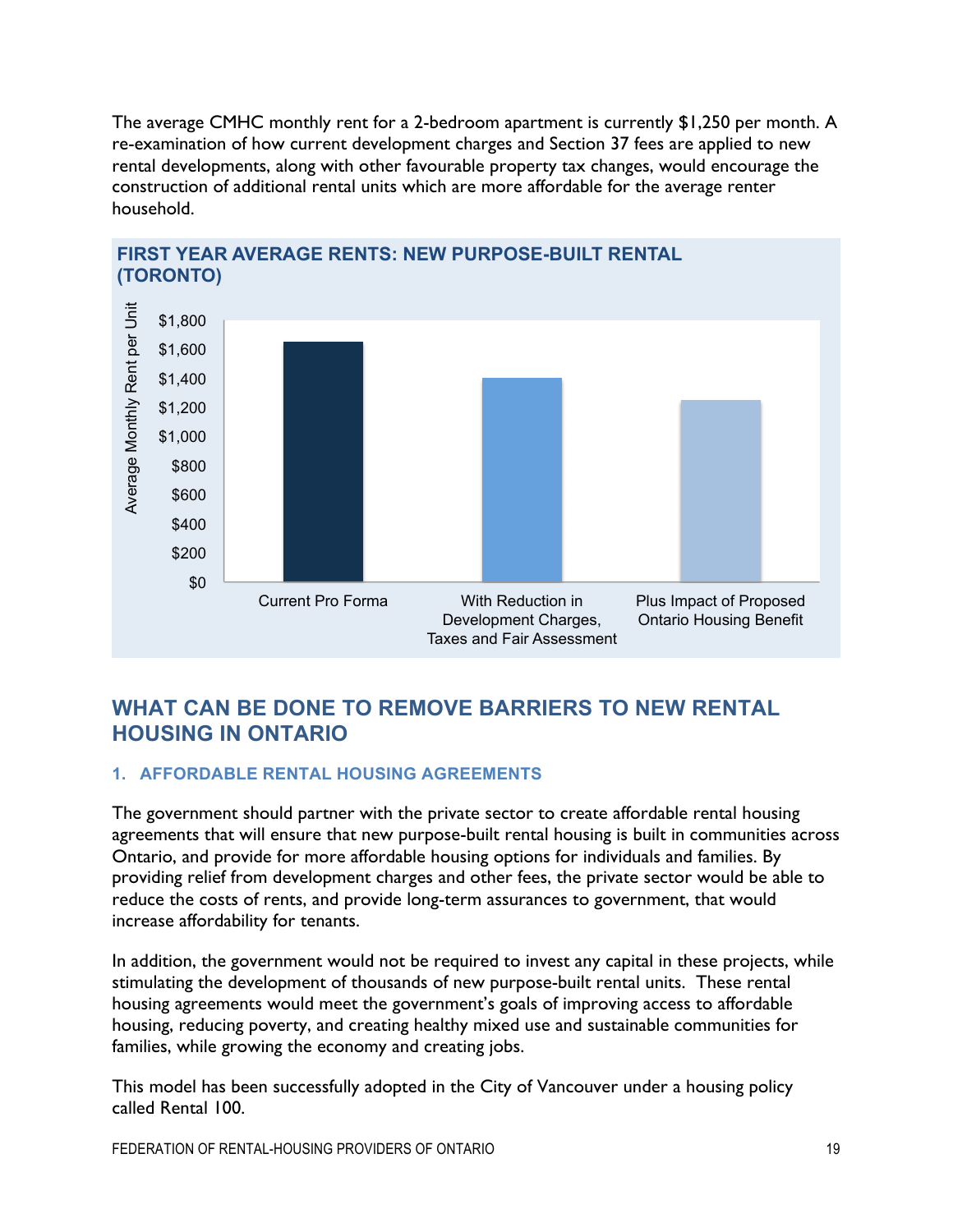The average CMHC monthly rent for a 2-bedroom apartment is currently $1,250 per month. A re-examination of how current development charges and Section 37 fees are applied to new rental developments, along with other favourable property tax changes, would encourage the construction of additional rental units which are more affordable for the average renter household.

**FIRST YEAR AVERAGE RENTS: NEW PURPOSE-BUILT RENTAL (TORONTO)**

Average Monthly Rent per Unit

$1,800
$1,600
$1,400
$1,200
$1,000
$800
$600
$400
$200
$0

Current Pro Forma

With Reduction in Development Charges, Taxes and Fair Assessment

Plus Impact of Proposed Ontario Housing Benefit

## WHAT CAN BE DONE TO REMOVE BARRIERS TO NEW RENTAL HOUSING IN ONTARIO

### 1. AFFORDABLE RENTAL HOUSING AGREEMENTS

The government should partner with the private sector to create affordable rental housing agreements that will ensure that new purpose-built rental housing is built in communities across Ontario, and provide for more affordable housing options for individuals and families. By providing relief from development charges and other fees, the private sector would be able to reduce the costs of rents, and provide long-term assurances to government, that would increase affordability for tenants.

In addition, the government would not be required to invest any capital in these projects, while stimulating the development of thousands of new purpose-built rental units. These rental housing agreements would meet the government's goals of improving access to affordable housing, reducing poverty, and creating healthy mixed use and sustainable communities for families, while growing the economy and creating jobs.

This model has been successfully adopted in the City of Vancouver under a housing policy called Rental 100.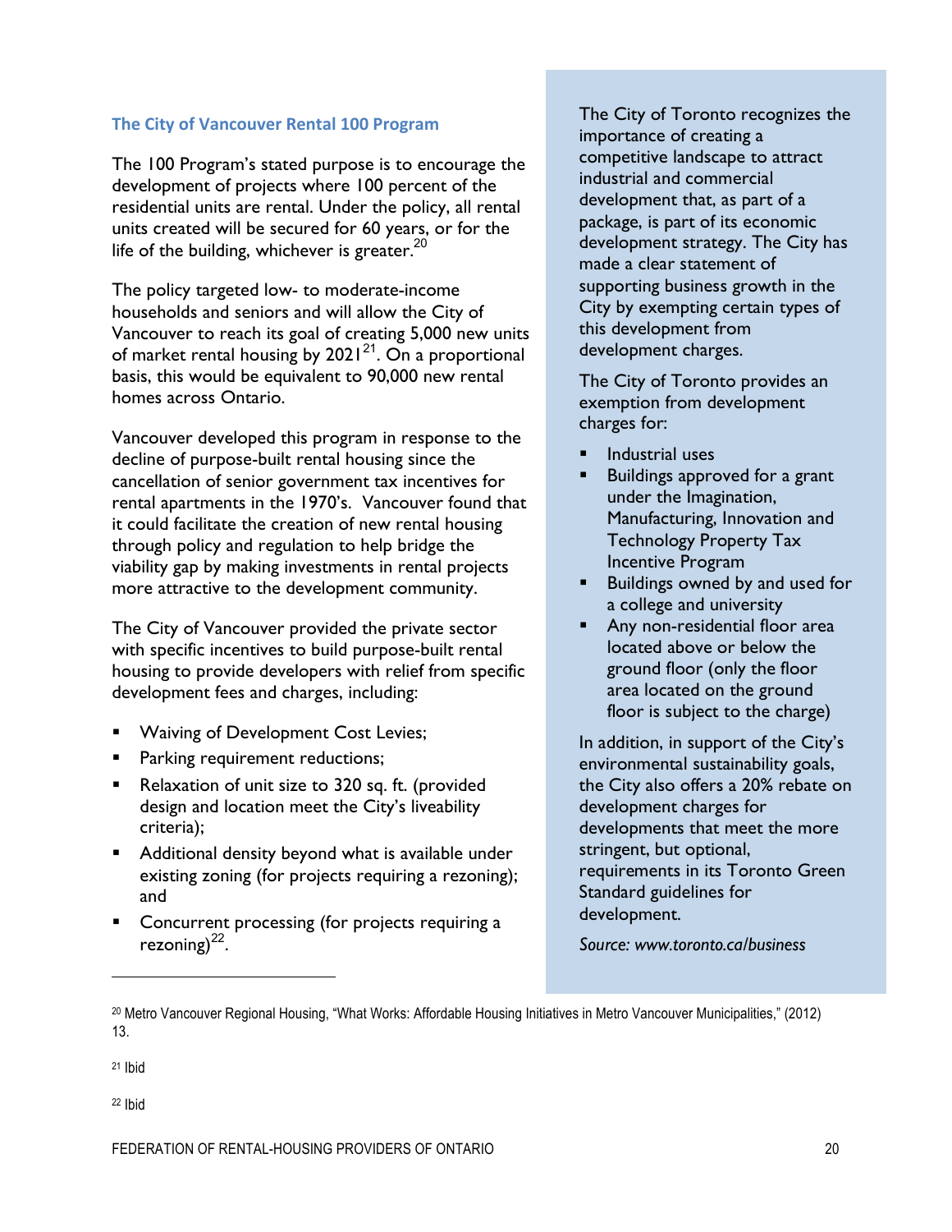### The City of Vancouver Rental 100 Program

The 100 Program's stated purpose is to encourage the development of projects where 100 percent of the residential units are rental. Under the policy, all rental units created will be secured for 60 years, or for the life of the building, whichever is greater.[20]

The policy targeted low- to moderate-income households and seniors and will allow the City of Vancouver to reach its goal of creating 5,000 new units of market rental housing by 2021[21]. On a proportional basis, this would be equivalent to 90,000 new rental homes across Ontario.

Vancouver developed this program in response to the decline of purpose-built rental housing since the cancellation of senior government tax incentives for rental apartments in the 1970's. Vancouver found that it could facilitate the creation of new rental housing through policy and regulation to help bridge the viability gap by making investments in rental projects more attractive to the development community.

The City of Vancouver provided the private sector with specific incentives to build purpose-built rental housing to provide developers with relief from specific development fees and charges, including:

- Waiving of Development Cost Levies;
- Parking requirement reductions;
- Relaxation of unit size to 320 sq. ft. (provided design and location meet the City's liveability criteria);
- Additional density beyond what is available under existing zoning (for projects requiring a rezoning); and
- Concurrent processing (for projects requiring a rezoning)[22].

The City of Toronto recognizes the importance of creating a competitive landscape to attract industrial and commercial development that, as part of a package, is part of its economic development strategy. The City has made a clear statement of supporting business growth in the City by exempting certain types of this development from development charges.

The City of Toronto provides an exemption from development charges for:

- Industrial uses
- Buildings approved for a grant under the Imagination, Manufacturing, Innovation and Technology Property Tax Incentive Program
- Buildings owned by and used for a college and university
- Any non-residential floor area located above or below the ground floor (only the floor area located on the ground floor is subject to the charge)

In addition, in support of the City's environmental sustainability goals, the City also offers a 20% rebate on development charges for developments that meet the more stringent, but optional, requirements in its Toronto Green Standard guidelines for development.

*Source: www.toronto.ca/business*

---

[20] Metro Vancouver Regional Housing, "What Works: Affordable Housing Initiatives in Metro Vancouver Municipalities," (2012) 13.

[21] Ibid

[22] Ibid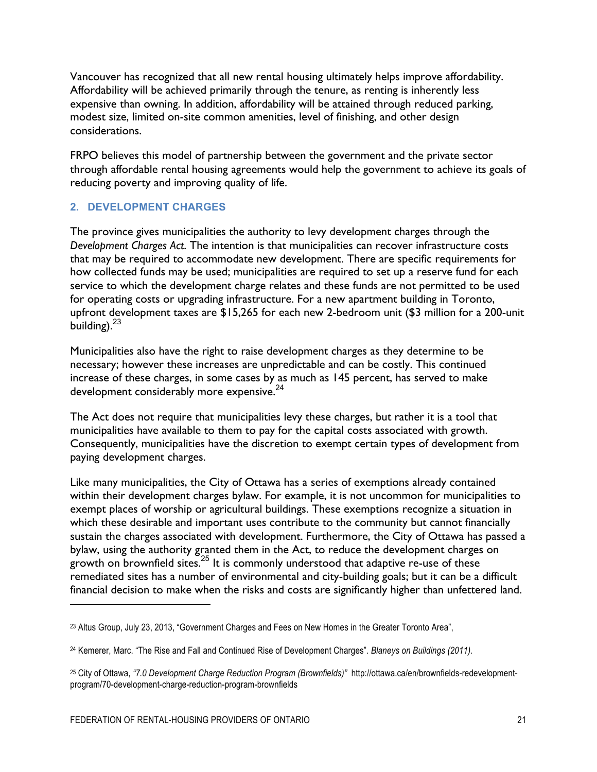Vancouver has recognized that all new rental housing ultimately helps improve affordability. Affordability will be achieved primarily through the tenure, as renting is inherently less expensive than owning. In addition, affordability will be attained through reduced parking, modest size, limited on-site common amenities, level of finishing, and other design considerations.

FRPO believes this model of partnership between the government and the private sector through affordable rental housing agreements would help the government to achieve its goals of reducing poverty and improving quality of life.

### 2. DEVELOPMENT CHARGES

The province gives municipalities the authority to levy development charges through the *Development Charges Act*. The intention is that municipalities can recover infrastructure costs that may be required to accommodate new development. There are specific requirements for how collected funds may be used; municipalities are required to set up a reserve fund for each service to which the development charge relates and these funds are not permitted to be used for operating costs or upgrading infrastructure. For a new apartment building in Toronto, upfront development taxes are $15,265 for each new 2-bedroom unit ($3 million for a 200-unit building).[23]

Municipalities also have the right to raise development charges as they determine to be necessary; however these increases are unpredictable and can be costly. This continued increase of these charges, in some cases by as much as 145 percent, has served to make development considerably more expensive.[24]

The Act does not require that municipalities levy these charges, but rather it is a tool that municipalities have available to them to pay for the capital costs associated with growth. Consequently, municipalities have the discretion to exempt certain types of development from paying development charges.

Like many municipalities, the City of Ottawa has a series of exemptions already contained within their development charges bylaw. For example, it is not uncommon for municipalities to exempt places of worship or agricultural buildings. These exemptions recognize a situation in which these desirable and important uses contribute to the community but cannot financially sustain the charges associated with development. Furthermore, the City of Ottawa has passed a bylaw, using the authority granted them in the Act, to reduce the development charges on growth on brownfield sites.[25] It is commonly understood that adaptive re-use of these remediated sites has a number of environmental and city-building goals; but it can be a difficult financial decision to make when the risks and costs are significantly higher than unfettered land.

---

[23] Altus Group, July 23, 2013, "Government Charges and Fees on New Homes in the Greater Toronto Area",

[24] Kemerer, Marc. "The Rise and Fall and Continued Rise of Development Charges". *Blaneys on Buildings (2011).*

[25] City of Ottawa, *"7.0 Development Charge Reduction Program (Brownfields)"* http://ottawa.ca/en/brownfields-redevelopment-program/70-development-charge-reduction-program-brownfields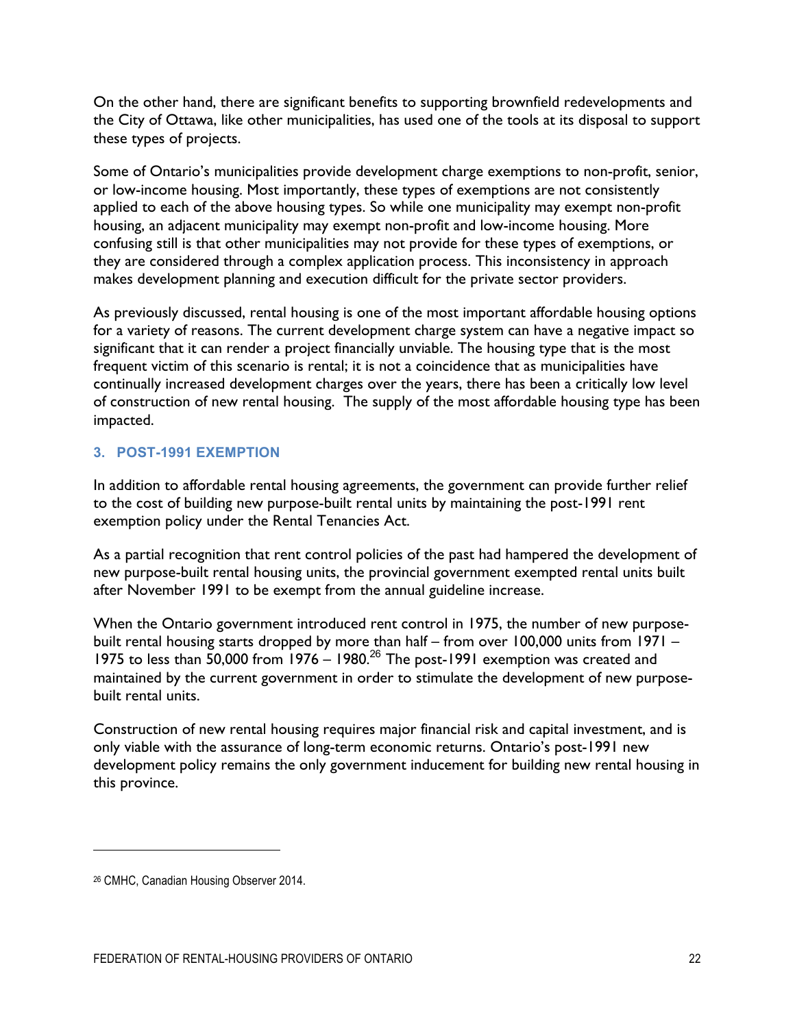On the other hand, there are significant benefits to supporting brownfield redevelopments and the City of Ottawa, like other municipalities, has used one of the tools at its disposal to support these types of projects.

Some of Ontario's municipalities provide development charge exemptions to non-profit, senior, or low-income housing. Most importantly, these types of exemptions are not consistently applied to each of the above housing types. So while one municipality may exempt non-profit housing, an adjacent municipality may exempt non-profit and low-income housing. More confusing still is that other municipalities may not provide for these types of exemptions, or they are considered through a complex application process. This inconsistency in approach makes development planning and execution difficult for the private sector providers.

As previously discussed, rental housing is one of the most important affordable housing options for a variety of reasons. The current development charge system can have a negative impact so significant that it can render a project financially unviable. The housing type that is the most frequent victim of this scenario is rental; it is not a coincidence that as municipalities have continually increased development charges over the years, there has been a critically low level of construction of new rental housing. The supply of the most affordable housing type has been impacted.

### 3. POST-1991 EXEMPTION

In addition to affordable rental housing agreements, the government can provide further relief to the cost of building new purpose-built rental units by maintaining the post-1991 rent exemption policy under the Rental Tenancies Act.

As a partial recognition that rent control policies of the past had hampered the development of new purpose-built rental housing units, the provincial government exempted rental units built after November 1991 to be exempt from the annual guideline increase.

When the Ontario government introduced rent control in 1975, the number of new purpose-built rental housing starts dropped by more than half – from over 100,000 units from 1971 – 1975 to less than 50,000 from 1976 – 1980.[26] The post-1991 exemption was created and maintained by the current government in order to stimulate the development of new purpose-built rental units.

Construction of new rental housing requires major financial risk and capital investment, and is only viable with the assurance of long-term economic returns. Ontario's post-1991 new development policy remains the only government inducement for building new rental housing in this province.

---

[26] CMHC, Canadian Housing Observer 2014.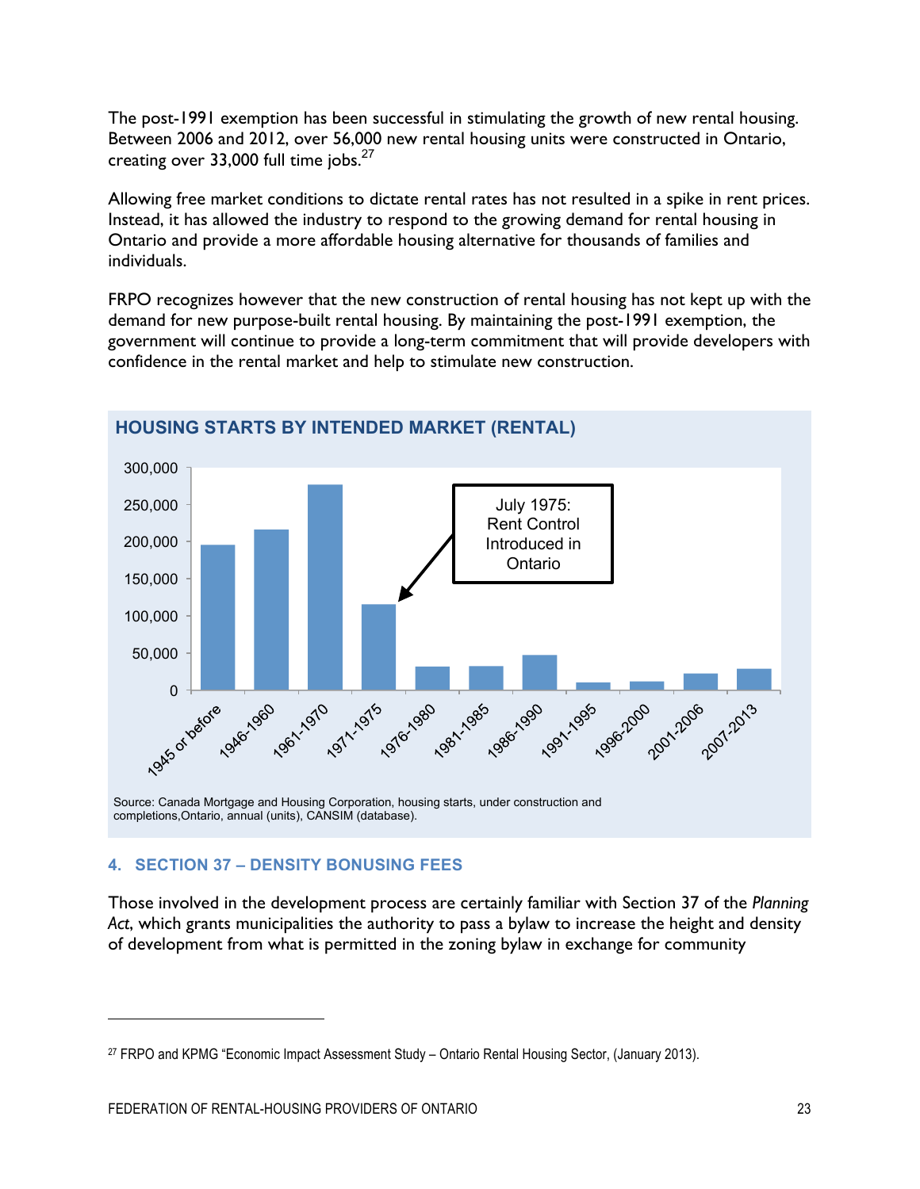The post-1991 exemption has been successful in stimulating the growth of new rental housing. Between 2006 and 2012, over 56,000 new rental housing units were constructed in Ontario, creating over 33,000 full time jobs.[27]

Allowing free market conditions to dictate rental rates has not resulted in a spike in rent prices. Instead, it has allowed the industry to respond to the growing demand for rental housing in Ontario and provide a more affordable housing alternative for thousands of families and individuals.

FRPO recognizes however that the new construction of rental housing has not kept up with the demand for new purpose-built rental housing. By maintaining the post-1991 exemption, the government will continue to provide a long-term commitment that will provide developers with confidence in the rental market and help to stimulate new construction.

**HOUSING STARTS BY INTENDED MARKET (RENTAL)**

July 1975: Rent Control Introduced in Ontario

Source: Canada Mortgage and Housing Corporation, housing starts, under construction and completions,Ontario, annual (units), CANSIM (database).

## 4. SECTION 37 – DENSITY BONUSING FEES

Those involved in the development process are certainly familiar with Section 37 of the *Planning Act*, which grants municipalities the authority to pass a bylaw to increase the height and density of development from what is permitted in the zoning bylaw in exchange for community

[27] FRPO and KPMG "Economic Impact Assessment Study – Ontario Rental Housing Sector, (January 2013).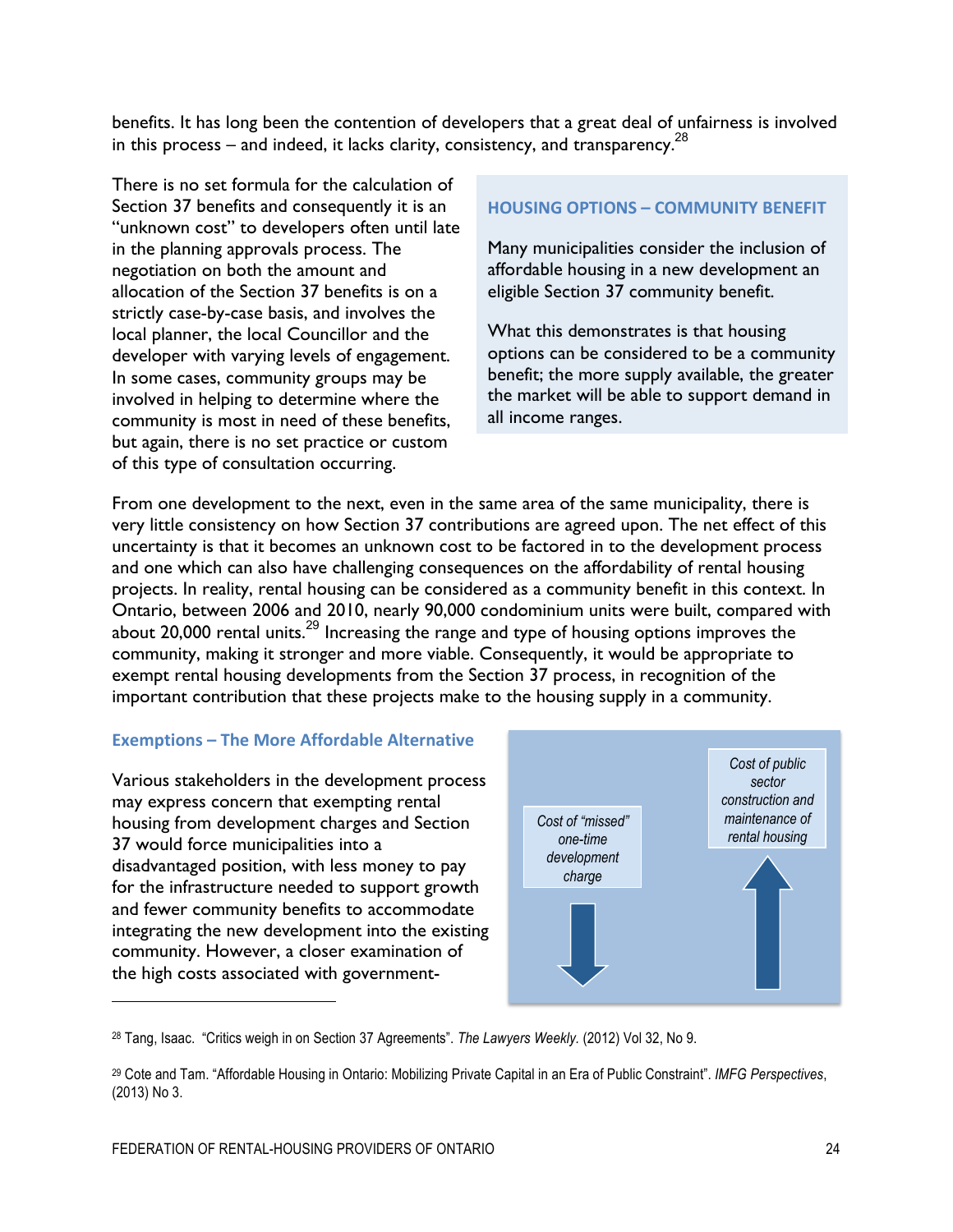benefits. It has long been the contention of developers that a great deal of unfairness is involved in this process – and indeed, it lacks clarity, consistency, and transparency.[28]

There is no set formula for the calculation of Section 37 benefits and consequently it is an "unknown cost" to developers often until late in the planning approvals process. The negotiation on both the amount and allocation of the Section 37 benefits is on a strictly case-by-case basis, and involves the local planner, the local Councillor and the developer with varying levels of engagement. In some cases, community groups may be involved in helping to determine where the community is most in need of these benefits, but again, there is no set practice or custom of this type of consultation occurring.

### HOUSING OPTIONS – COMMUNITY BENEFIT

Many municipalities consider the inclusion of affordable housing in a new development an eligible Section 37 community benefit.

What this demonstrates is that housing options can be considered to be a community benefit; the more supply available, the greater the market will be able to support demand in all income ranges.

From one development to the next, even in the same area of the same municipality, there is very little consistency on how Section 37 contributions are agreed upon. The net effect of this uncertainty is that it becomes an unknown cost to be factored in to the development process and one which can also have challenging consequences on the affordability of rental housing projects. In reality, rental housing can be considered as a community benefit in this context. In Ontario, between 2006 and 2010, nearly 90,000 condominium units were built, compared with about 20,000 rental units.[29] Increasing the range and type of housing options improves the community, making it stronger and more viable. Consequently, it would be appropriate to exempt rental housing developments from the Section 37 process, in recognition of the important contribution that these projects make to the housing supply in a community.

### Exemptions – The More Affordable Alternative

Various stakeholders in the development process may express concern that exempting rental housing from development charges and Section 37 would force municipalities into a disadvantaged position, with less money to pay for the infrastructure needed to support growth and fewer community benefits to accommodate integrating the new development into the existing community. However, a closer examination of the high costs associated with government-

*Cost of "missed" one-time development charge* ↓

*Cost of public sector construction and maintenance of rental housing* ↑

---

[28] Tang, Isaac. "Critics weigh in on Section 37 Agreements". *The Lawyers Weekly.* (2012) Vol 32, No 9.

[29] Cote and Tam. "Affordable Housing in Ontario: Mobilizing Private Capital in an Era of Public Constraint". *IMFG Perspectives*, (2013) No 3.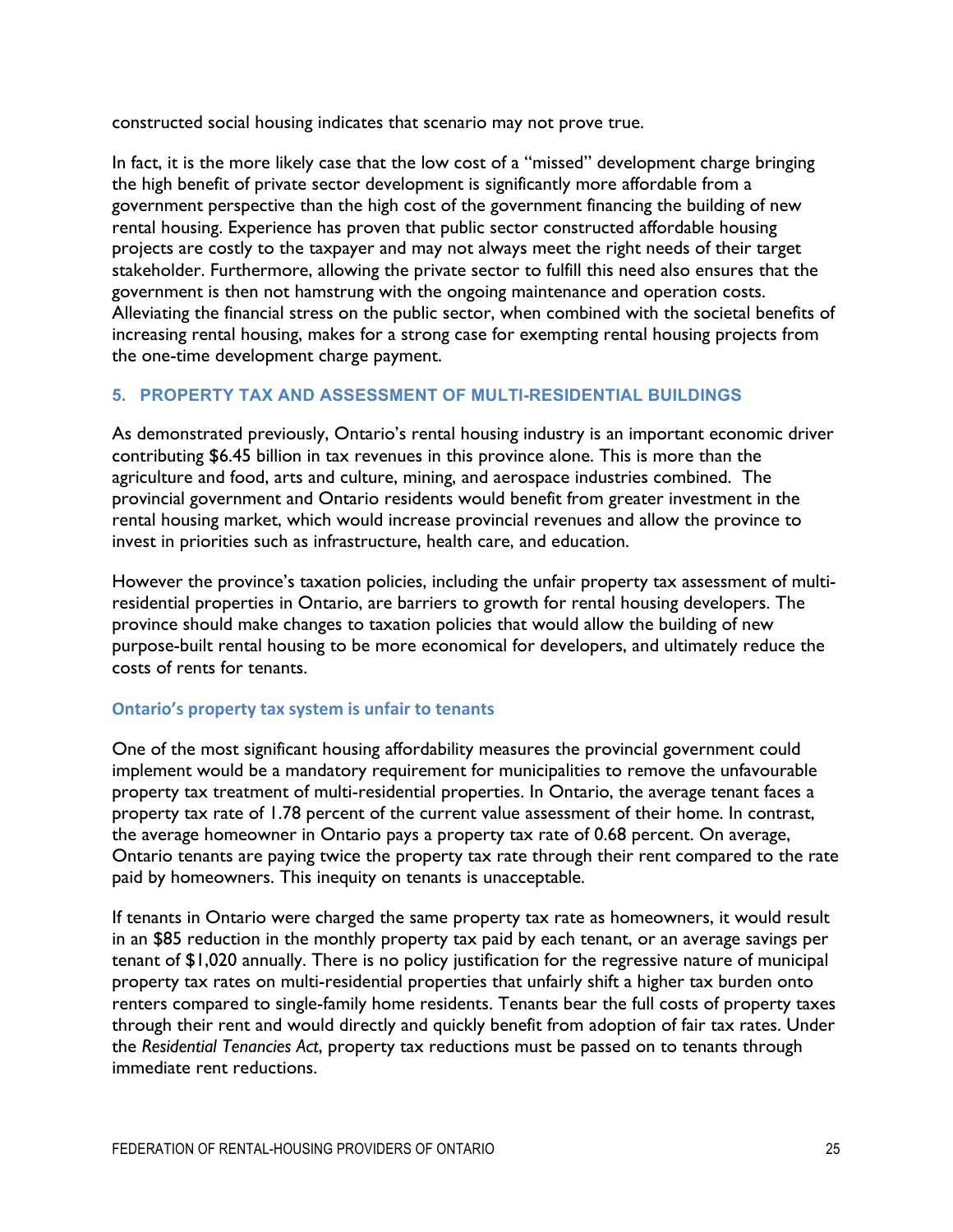constructed social housing indicates that scenario may not prove true.

In fact, it is the more likely case that the low cost of a "missed" development charge bringing the high benefit of private sector development is significantly more affordable from a government perspective than the high cost of the government financing the building of new rental housing. Experience has proven that public sector constructed affordable housing projects are costly to the taxpayer and may not always meet the right needs of their target stakeholder. Furthermore, allowing the private sector to fulfill this need also ensures that the government is then not hamstrung with the ongoing maintenance and operation costs. Alleviating the financial stress on the public sector, when combined with the societal benefits of increasing rental housing, makes for a strong case for exempting rental housing projects from the one-time development charge payment.

## 5. PROPERTY TAX AND ASSESSMENT OF MULTI-RESIDENTIAL BUILDINGS

As demonstrated previously, Ontario's rental housing industry is an important economic driver contributing $6.45 billion in tax revenues in this province alone. This is more than the agriculture and food, arts and culture, mining, and aerospace industries combined. The provincial government and Ontario residents would benefit from greater investment in the rental housing market, which would increase provincial revenues and allow the province to invest in priorities such as infrastructure, health care, and education.

However the province's taxation policies, including the unfair property tax assessment of multi-residential properties in Ontario, are barriers to growth for rental housing developers. The province should make changes to taxation policies that would allow the building of new purpose-built rental housing to be more economical for developers, and ultimately reduce the costs of rents for tenants.

### Ontario's property tax system is unfair to tenants

One of the most significant housing affordability measures the provincial government could implement would be a mandatory requirement for municipalities to remove the unfavourable property tax treatment of multi-residential properties. In Ontario, the average tenant faces a property tax rate of 1.78 percent of the current value assessment of their home. In contrast, the average homeowner in Ontario pays a property tax rate of 0.68 percent. On average, Ontario tenants are paying twice the property tax rate through their rent compared to the rate paid by homeowners. This inequity on tenants is unacceptable.

If tenants in Ontario were charged the same property tax rate as homeowners, it would result in an $85 reduction in the monthly property tax paid by each tenant, or an average savings per tenant of $1,020 annually. There is no policy justification for the regressive nature of municipal property tax rates on multi-residential properties that unfairly shift a higher tax burden onto renters compared to single-family home residents. Tenants bear the full costs of property taxes through their rent and would directly and quickly benefit from adoption of fair tax rates. Under the *Residential Tenancies Act*, property tax reductions must be passed on to tenants through immediate rent reductions.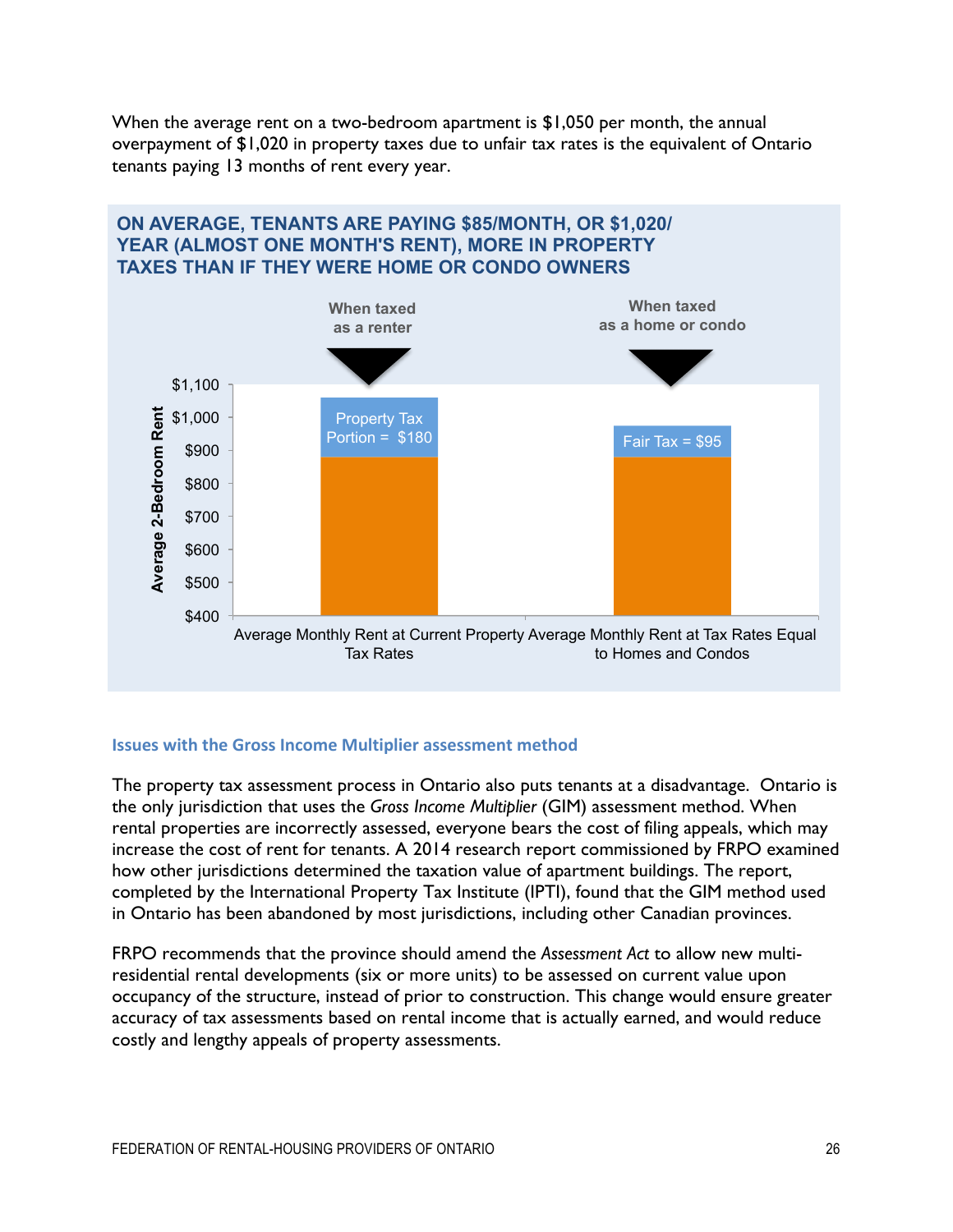When the average rent on a two-bedroom apartment is $1,050 per month, the annual overpayment of $1,020 in property taxes due to unfair tax rates is the equivalent of Ontario tenants paying 13 months of rent every year.

**ON AVERAGE, TENANTS ARE PAYING $85/MONTH, OR $1,020/ YEAR (ALMOST ONE MONTH'S RENT), MORE IN PROPERTY TAXES THAN IF THEY WERE HOME OR CONDO OWNERS**

| | When taxed as a renter | When taxed as a home or condo |
|---|---|---|
| Category | Average Monthly Rent at Current Property Tax Rates | Average Monthly Rent at Tax Rates Equal to Homes and Condos |
| Tax portion | Property Tax Portion = $180 | Fair Tax = $95 |

Y-axis: Average 2-Bedroom Rent ($400 – $1,100)

### Issues with the Gross Income Multiplier assessment method

The property tax assessment process in Ontario also puts tenants at a disadvantage. Ontario is the only jurisdiction that uses the *Gross Income Multiplier* (GIM) assessment method. When rental properties are incorrectly assessed, everyone bears the cost of filing appeals, which may increase the cost of rent for tenants. A 2014 research report commissioned by FRPO examined how other jurisdictions determined the taxation value of apartment buildings. The report, completed by the International Property Tax Institute (IPTI), found that the GIM method used in Ontario has been abandoned by most jurisdictions, including other Canadian provinces.

FRPO recommends that the province should amend the *Assessment Act* to allow new multi-residential rental developments (six or more units) to be assessed on current value upon occupancy of the structure, instead of prior to construction. This change would ensure greater accuracy of tax assessments based on rental income that is actually earned, and would reduce costly and lengthy appeals of property assessments.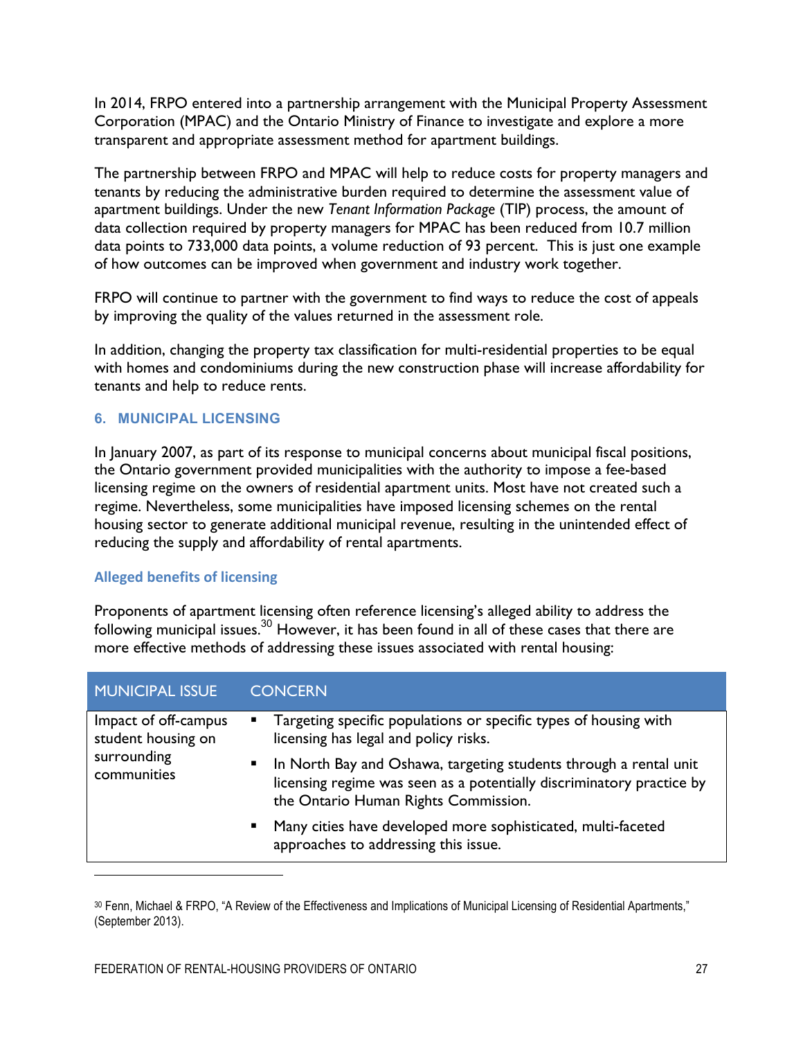In 2014, FRPO entered into a partnership arrangement with the Municipal Property Assessment Corporation (MPAC) and the Ontario Ministry of Finance to investigate and explore a more transparent and appropriate assessment method for apartment buildings.

The partnership between FRPO and MPAC will help to reduce costs for property managers and tenants by reducing the administrative burden required to determine the assessment value of apartment buildings. Under the new *Tenant Information Package* (TIP) process, the amount of data collection required by property managers for MPAC has been reduced from 10.7 million data points to 733,000 data points, a volume reduction of 93 percent. This is just one example of how outcomes can be improved when government and industry work together.

FRPO will continue to partner with the government to find ways to reduce the cost of appeals by improving the quality of the values returned in the assessment role.

In addition, changing the property tax classification for multi-residential properties to be equal with homes and condominiums during the new construction phase will increase affordability for tenants and help to reduce rents.

## 6. MUNICIPAL LICENSING

In January 2007, as part of its response to municipal concerns about municipal fiscal positions, the Ontario government provided municipalities with the authority to impose a fee-based licensing regime on the owners of residential apartment units. Most have not created such a regime. Nevertheless, some municipalities have imposed licensing schemes on the rental housing sector to generate additional municipal revenue, resulting in the unintended effect of reducing the supply and affordability of rental apartments.

### Alleged benefits of licensing

Proponents of apartment licensing often reference licensing's alleged ability to address the following municipal issues.[30] However, it has been found in all of these cases that there are more effective methods of addressing these issues associated with rental housing:

| MUNICIPAL ISSUE | CONCERN |
| --- | --- |
| Impact of off-campus student housing on surrounding communities | ▪ Targeting specific populations or specific types of housing with licensing has legal and policy risks.<br>▪ In North Bay and Oshawa, targeting students through a rental unit licensing regime was seen as a potentially discriminatory practice by the Ontario Human Rights Commission.<br>▪ Many cities have developed more sophisticated, multi-faceted approaches to addressing this issue. |

[30] Fenn, Michael & FRPO, "A Review of the Effectiveness and Implications of Municipal Licensing of Residential Apartments," (September 2013).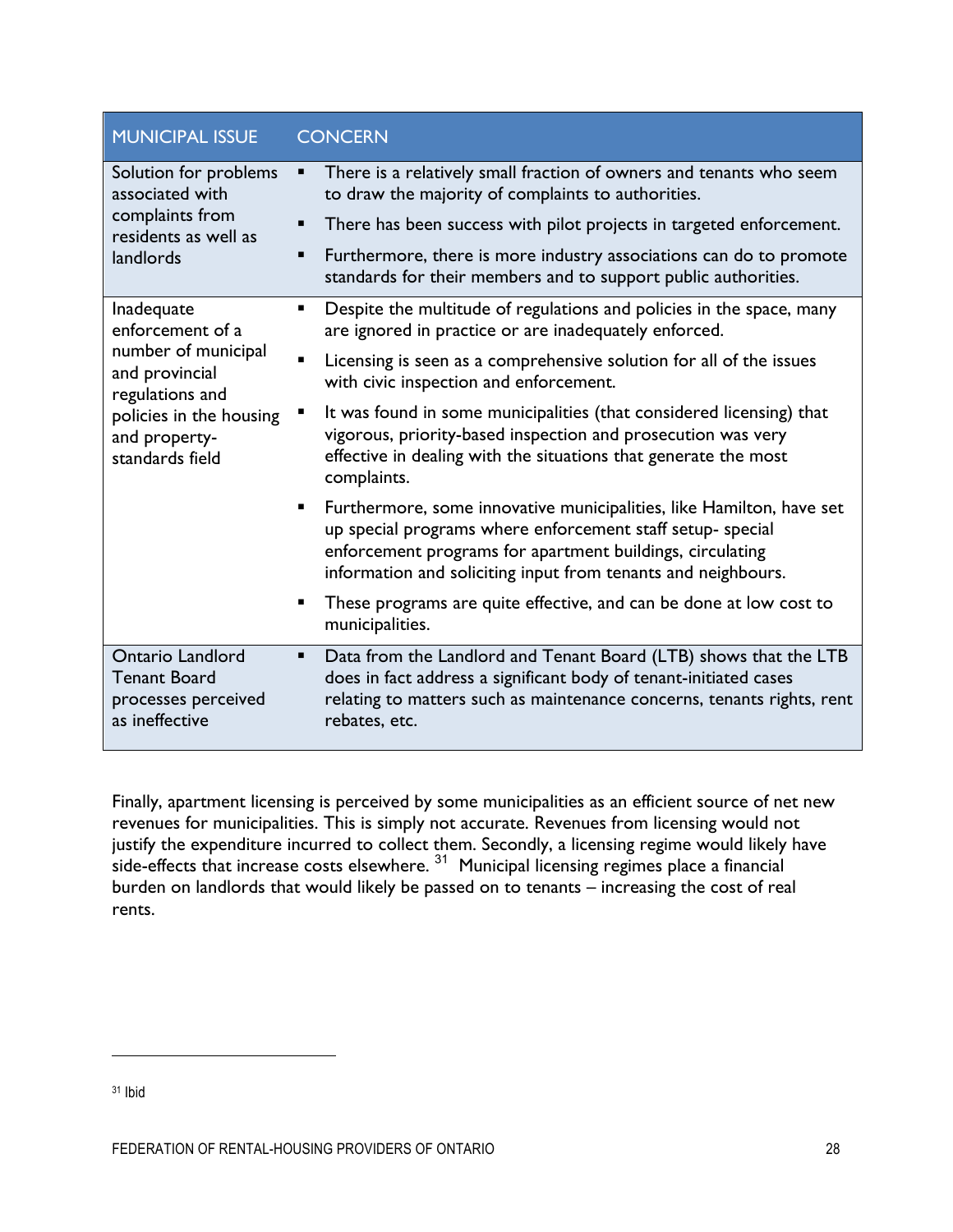| MUNICIPAL ISSUE | CONCERN |
|---|---|
| Solution for problems associated with complaints from residents as well as landlords | ▪ There is a relatively small fraction of owners and tenants who seem to draw the majority of complaints to authorities.<br>▪ There has been success with pilot projects in targeted enforcement.<br>▪ Furthermore, there is more industry associations can do to promote standards for their members and to support public authorities. |
| Inadequate enforcement of a number of municipal and provincial regulations and policies in the housing and property-standards field | ▪ Despite the multitude of regulations and policies in the space, many are ignored in practice or are inadequately enforced.<br>▪ Licensing is seen as a comprehensive solution for all of the issues with civic inspection and enforcement.<br>▪ It was found in some municipalities (that considered licensing) that vigorous, priority-based inspection and prosecution was very effective in dealing with the situations that generate the most complaints.<br>▪ Furthermore, some innovative municipalities, like Hamilton, have set up special programs where enforcement staff setup- special enforcement programs for apartment buildings, circulating information and soliciting input from tenants and neighbours.<br>▪ These programs are quite effective, and can be done at low cost to municipalities. |
| Ontario Landlord Tenant Board processes perceived as ineffective | ▪ Data from the Landlord and Tenant Board (LTB) shows that the LTB does in fact address a significant body of tenant-initiated cases relating to matters such as maintenance concerns, tenants rights, rent rebates, etc. |

Finally, apartment licensing is perceived by some municipalities as an efficient source of net new revenues for municipalities. This is simply not accurate. Revenues from licensing would not justify the expenditure incurred to collect them. Secondly, a licensing regime would likely have side-effects that increase costs elsewhere. [31] Municipal licensing regimes place a financial burden on landlords that would likely be passed on to tenants – increasing the cost of real rents.

---

[31] Ibid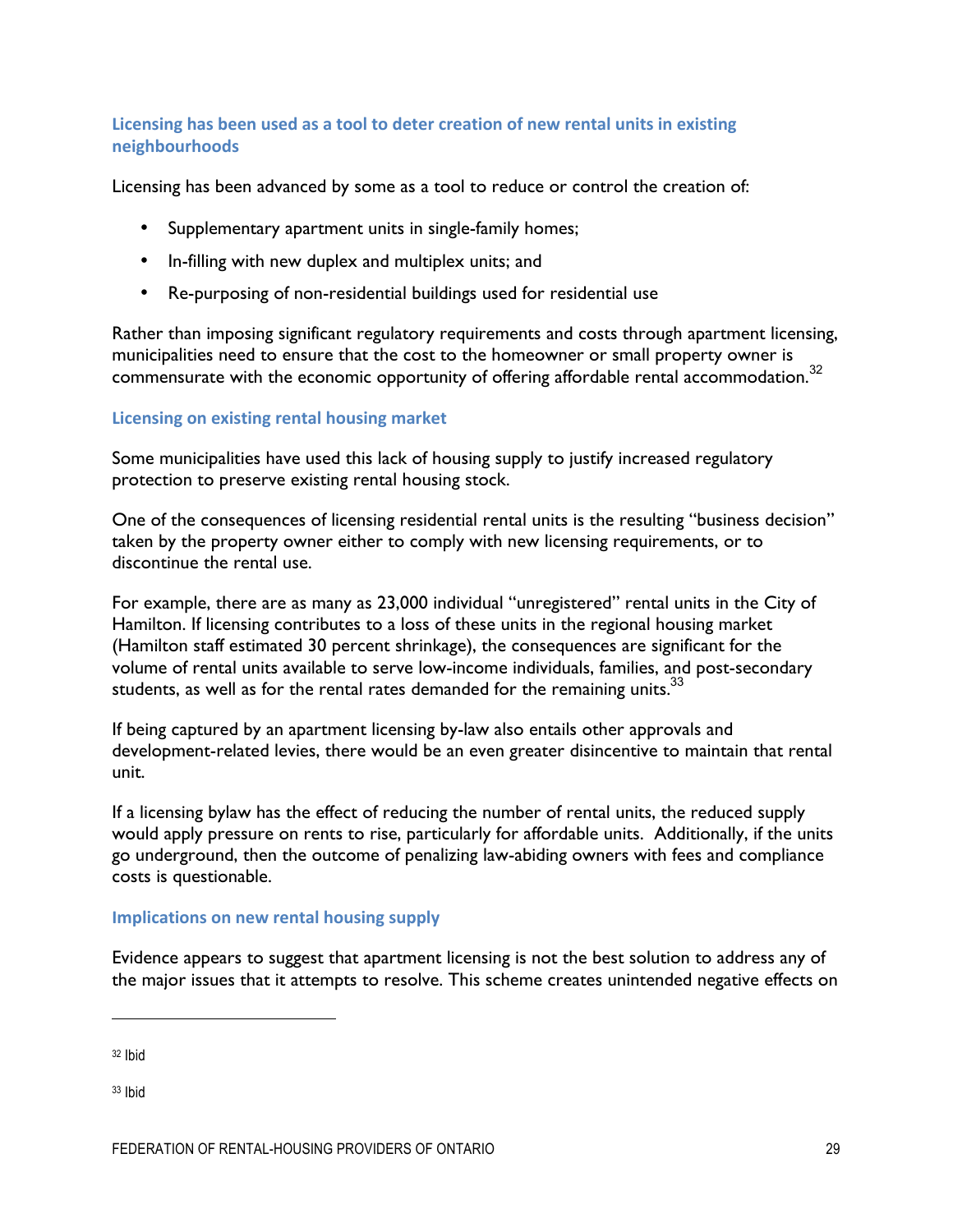### Licensing has been used as a tool to deter creation of new rental units in existing neighbourhoods

Licensing has been advanced by some as a tool to reduce or control the creation of:

- Supplementary apartment units in single-family homes;
- In-filling with new duplex and multiplex units; and
- Re-purposing of non-residential buildings used for residential use

Rather than imposing significant regulatory requirements and costs through apartment licensing, municipalities need to ensure that the cost to the homeowner or small property owner is commensurate with the economic opportunity of offering affordable rental accommodation.[32]

### Licensing on existing rental housing market

Some municipalities have used this lack of housing supply to justify increased regulatory protection to preserve existing rental housing stock.

One of the consequences of licensing residential rental units is the resulting "business decision" taken by the property owner either to comply with new licensing requirements, or to discontinue the rental use.

For example, there are as many as 23,000 individual "unregistered" rental units in the City of Hamilton. If licensing contributes to a loss of these units in the regional housing market (Hamilton staff estimated 30 percent shrinkage), the consequences are significant for the volume of rental units available to serve low-income individuals, families, and post-secondary students, as well as for the rental rates demanded for the remaining units.[33]

If being captured by an apartment licensing by-law also entails other approvals and development-related levies, there would be an even greater disincentive to maintain that rental unit.

If a licensing bylaw has the effect of reducing the number of rental units, the reduced supply would apply pressure on rents to rise, particularly for affordable units. Additionally, if the units go underground, then the outcome of penalizing law-abiding owners with fees and compliance costs is questionable.

### Implications on new rental housing supply

Evidence appears to suggest that apartment licensing is not the best solution to address any of the major issues that it attempts to resolve. This scheme creates unintended negative effects on

---

[32] Ibid

[33] Ibid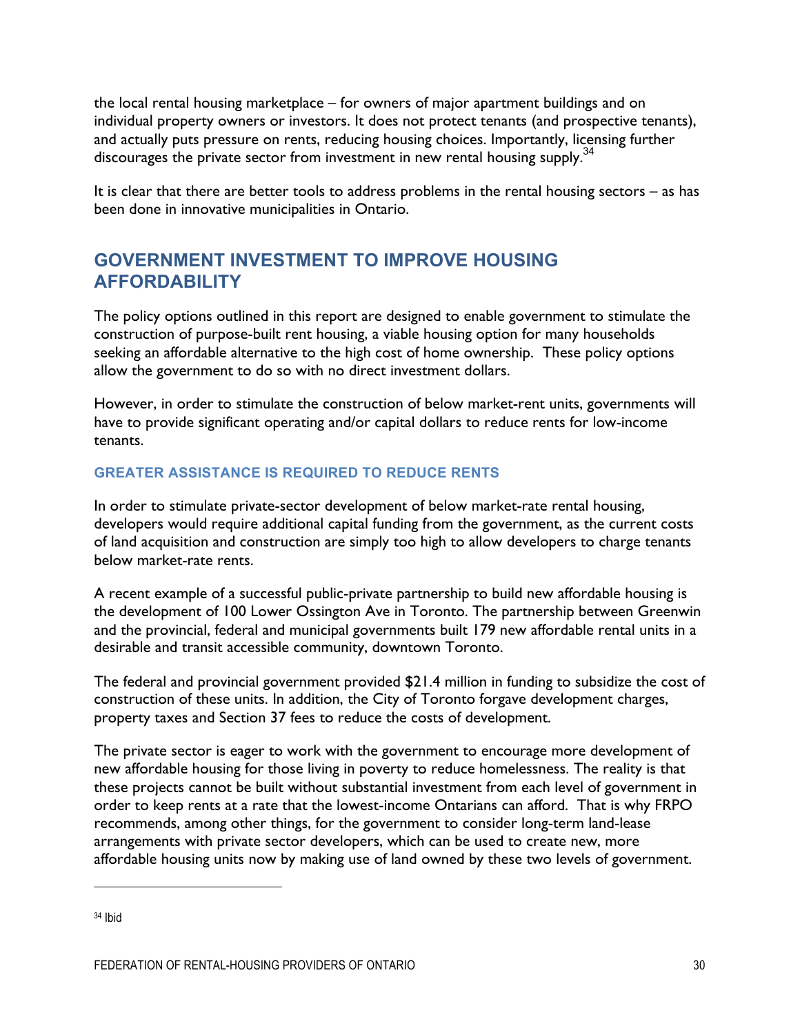the local rental housing marketplace – for owners of major apartment buildings and on individual property owners or investors. It does not protect tenants (and prospective tenants), and actually puts pressure on rents, reducing housing choices. Importantly, licensing further discourages the private sector from investment in new rental housing supply.[34]

It is clear that there are better tools to address problems in the rental housing sectors – as has been done in innovative municipalities in Ontario.

## GOVERNMENT INVESTMENT TO IMPROVE HOUSING AFFORDABILITY

The policy options outlined in this report are designed to enable government to stimulate the construction of purpose-built rent housing, a viable housing option for many households seeking an affordable alternative to the high cost of home ownership. These policy options allow the government to do so with no direct investment dollars.

However, in order to stimulate the construction of below market-rent units, governments will have to provide significant operating and/or capital dollars to reduce rents for low-income tenants.

### GREATER ASSISTANCE IS REQUIRED TO REDUCE RENTS

In order to stimulate private-sector development of below market-rate rental housing, developers would require additional capital funding from the government, as the current costs of land acquisition and construction are simply too high to allow developers to charge tenants below market-rate rents.

A recent example of a successful public-private partnership to build new affordable housing is the development of 100 Lower Ossington Ave in Toronto. The partnership between Greenwin and the provincial, federal and municipal governments built 179 new affordable rental units in a desirable and transit accessible community, downtown Toronto.

The federal and provincial government provided $21.4 million in funding to subsidize the cost of construction of these units. In addition, the City of Toronto forgave development charges, property taxes and Section 37 fees to reduce the costs of development.

The private sector is eager to work with the government to encourage more development of new affordable housing for those living in poverty to reduce homelessness. The reality is that these projects cannot be built without substantial investment from each level of government in order to keep rents at a rate that the lowest-income Ontarians can afford. That is why FRPO recommends, among other things, for the government to consider long-term land-lease arrangements with private sector developers, which can be used to create new, more affordable housing units now by making use of land owned by these two levels of government.

---

[34] Ibid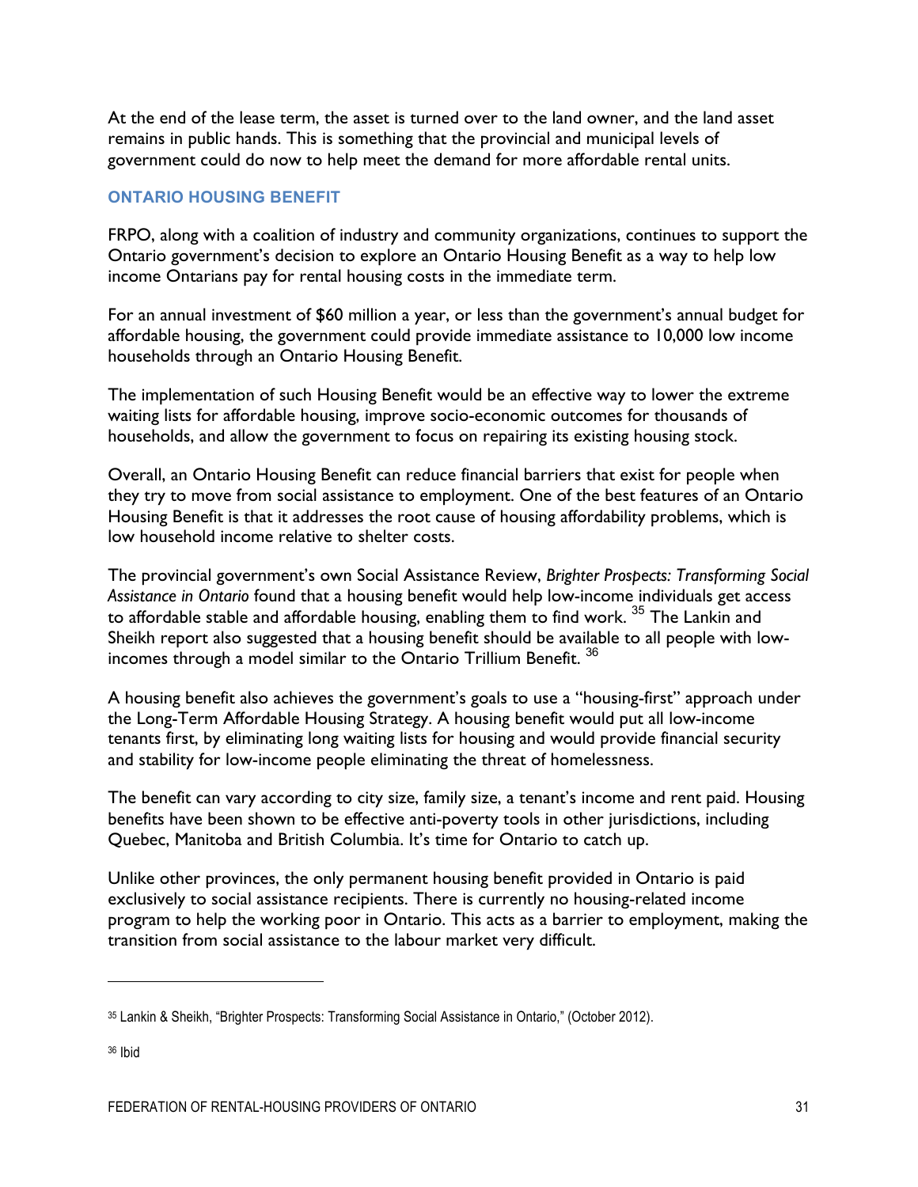At the end of the lease term, the asset is turned over to the land owner, and the land asset remains in public hands. This is something that the provincial and municipal levels of government could do now to help meet the demand for more affordable rental units.

### ONTARIO HOUSING BENEFIT

FRPO, along with a coalition of industry and community organizations, continues to support the Ontario government's decision to explore an Ontario Housing Benefit as a way to help low income Ontarians pay for rental housing costs in the immediate term.

For an annual investment of $60 million a year, or less than the government's annual budget for affordable housing, the government could provide immediate assistance to 10,000 low income households through an Ontario Housing Benefit.

The implementation of such Housing Benefit would be an effective way to lower the extreme waiting lists for affordable housing, improve socio-economic outcomes for thousands of households, and allow the government to focus on repairing its existing housing stock.

Overall, an Ontario Housing Benefit can reduce financial barriers that exist for people when they try to move from social assistance to employment. One of the best features of an Ontario Housing Benefit is that it addresses the root cause of housing affordability problems, which is low household income relative to shelter costs.

The provincial government's own Social Assistance Review, *Brighter Prospects: Transforming Social Assistance in Ontario* found that a housing benefit would help low-income individuals get access to affordable stable and affordable housing, enabling them to find work. [35] The Lankin and Sheikh report also suggested that a housing benefit should be available to all people with low-incomes through a model similar to the Ontario Trillium Benefit. [36]

A housing benefit also achieves the government's goals to use a "housing-first" approach under the Long-Term Affordable Housing Strategy. A housing benefit would put all low-income tenants first, by eliminating long waiting lists for housing and would provide financial security and stability for low-income people eliminating the threat of homelessness.

The benefit can vary according to city size, family size, a tenant's income and rent paid. Housing benefits have been shown to be effective anti-poverty tools in other jurisdictions, including Quebec, Manitoba and British Columbia. It's time for Ontario to catch up.

Unlike other provinces, the only permanent housing benefit provided in Ontario is paid exclusively to social assistance recipients. There is currently no housing-related income program to help the working poor in Ontario. This acts as a barrier to employment, making the transition from social assistance to the labour market very difficult.

---

[35] Lankin & Sheikh, "Brighter Prospects: Transforming Social Assistance in Ontario," (October 2012).

[36] Ibid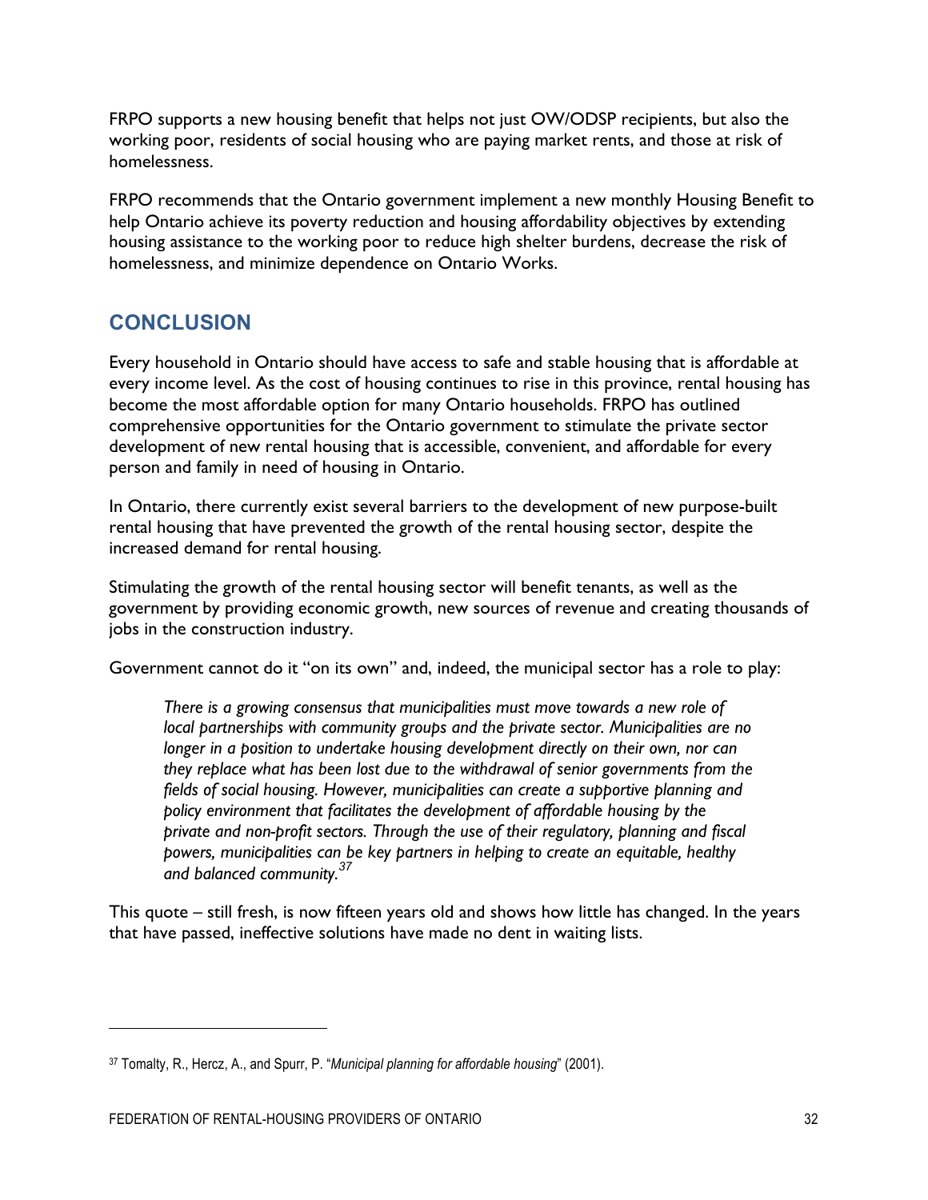FRPO supports a new housing benefit that helps not just OW/ODSP recipients, but also the working poor, residents of social housing who are paying market rents, and those at risk of homelessness.

FRPO recommends that the Ontario government implement a new monthly Housing Benefit to help Ontario achieve its poverty reduction and housing affordability objectives by extending housing assistance to the working poor to reduce high shelter burdens, decrease the risk of homelessness, and minimize dependence on Ontario Works.

## CONCLUSION

Every household in Ontario should have access to safe and stable housing that is affordable at every income level. As the cost of housing continues to rise in this province, rental housing has become the most affordable option for many Ontario households. FRPO has outlined comprehensive opportunities for the Ontario government to stimulate the private sector development of new rental housing that is accessible, convenient, and affordable for every person and family in need of housing in Ontario.

In Ontario, there currently exist several barriers to the development of new purpose-built rental housing that have prevented the growth of the rental housing sector, despite the increased demand for rental housing.

Stimulating the growth of the rental housing sector will benefit tenants, as well as the government by providing economic growth, new sources of revenue and creating thousands of jobs in the construction industry.

Government cannot do it "on its own" and, indeed, the municipal sector has a role to play:

> *There is a growing consensus that municipalities must move towards a new role of local partnerships with community groups and the private sector. Municipalities are no longer in a position to undertake housing development directly on their own, nor can they replace what has been lost due to the withdrawal of senior governments from the fields of social housing. However, municipalities can create a supportive planning and policy environment that facilitates the development of affordable housing by the private and non-profit sectors. Through the use of their regulatory, planning and fiscal powers, municipalities can be key partners in helping to create an equitable, healthy and balanced community.*[37]

This quote – still fresh, is now fifteen years old and shows how little has changed. In the years that have passed, ineffective solutions have made no dent in waiting lists.

---

[37] Tomalty, R., Hercz, A., and Spurr, P. "*Municipal planning for affordable housing*" (2001).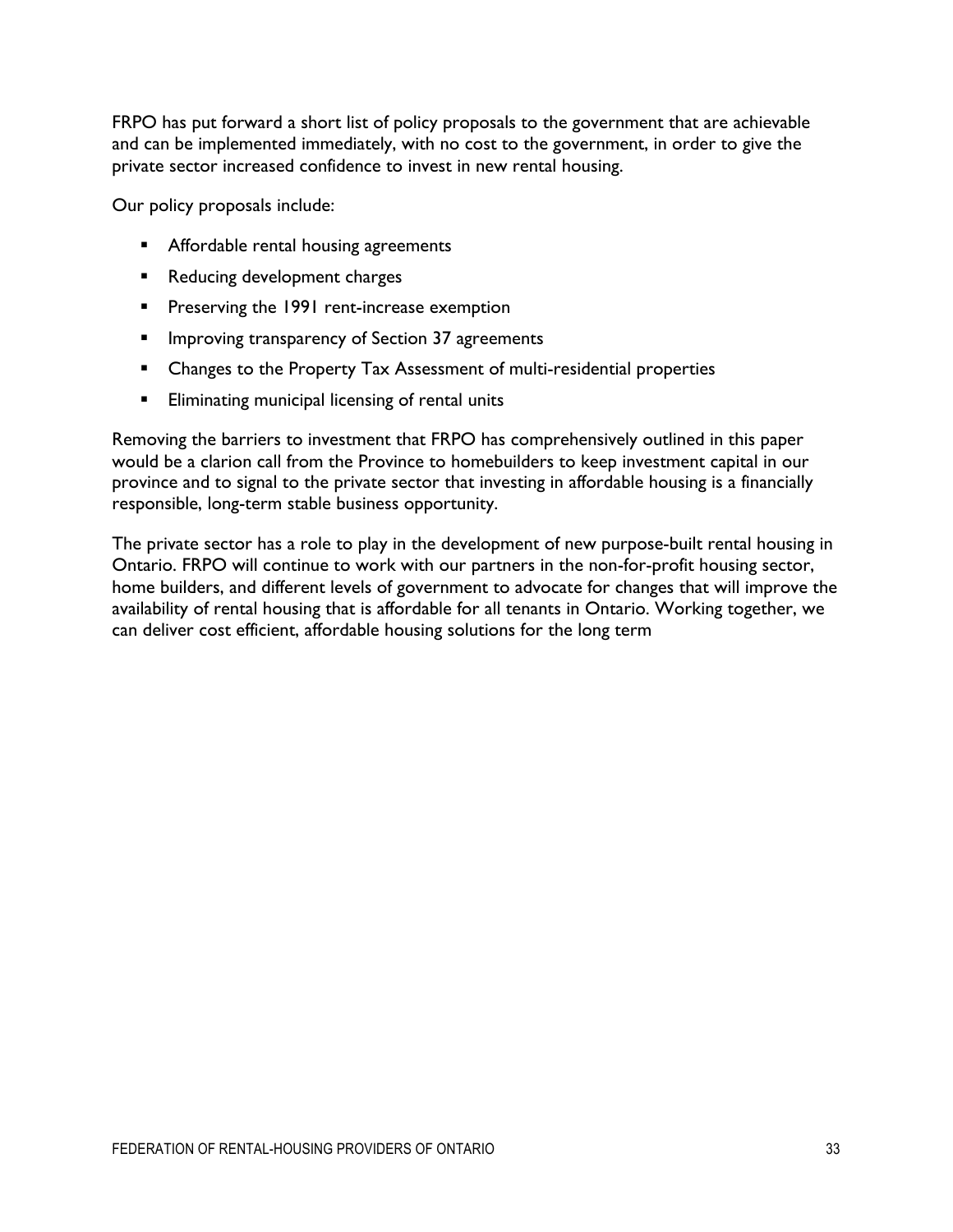FRPO has put forward a short list of policy proposals to the government that are achievable and can be implemented immediately, with no cost to the government, in order to give the private sector increased confidence to invest in new rental housing.

Our policy proposals include:

- Affordable rental housing agreements
- Reducing development charges
- Preserving the 1991 rent-increase exemption
- Improving transparency of Section 37 agreements
- Changes to the Property Tax Assessment of multi-residential properties
- Eliminating municipal licensing of rental units

Removing the barriers to investment that FRPO has comprehensively outlined in this paper would be a clarion call from the Province to homebuilders to keep investment capital in our province and to signal to the private sector that investing in affordable housing is a financially responsible, long-term stable business opportunity.

The private sector has a role to play in the development of new purpose-built rental housing in Ontario. FRPO will continue to work with our partners in the non-for-profit housing sector, home builders, and different levels of government to advocate for changes that will improve the availability of rental housing that is affordable for all tenants in Ontario. Working together, we can deliver cost efficient, affordable housing solutions for the long term